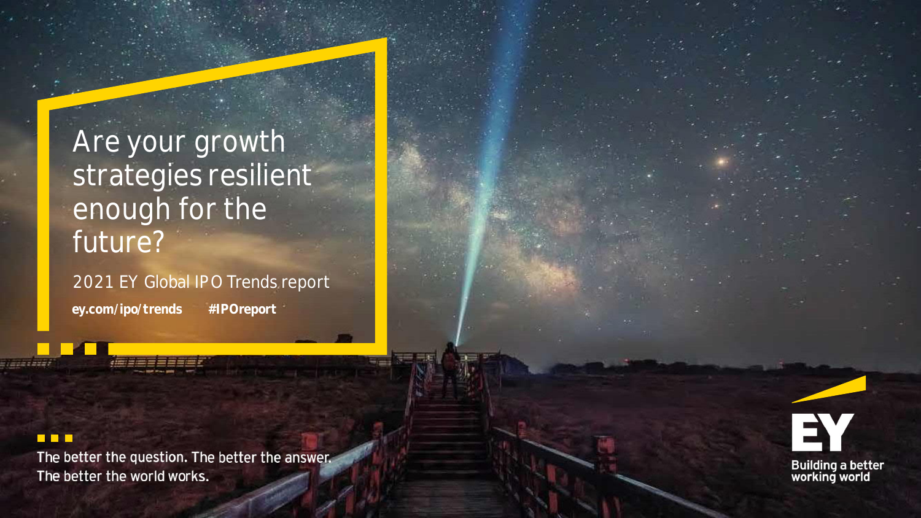# Are your growth strategies resilient enough for the future?

2021 EY Global IPO Trends report

**ey.com/ipo/trends** **#IPOreport**

The better the question. The better the answer.
The better the world works.

EY

Building a better working world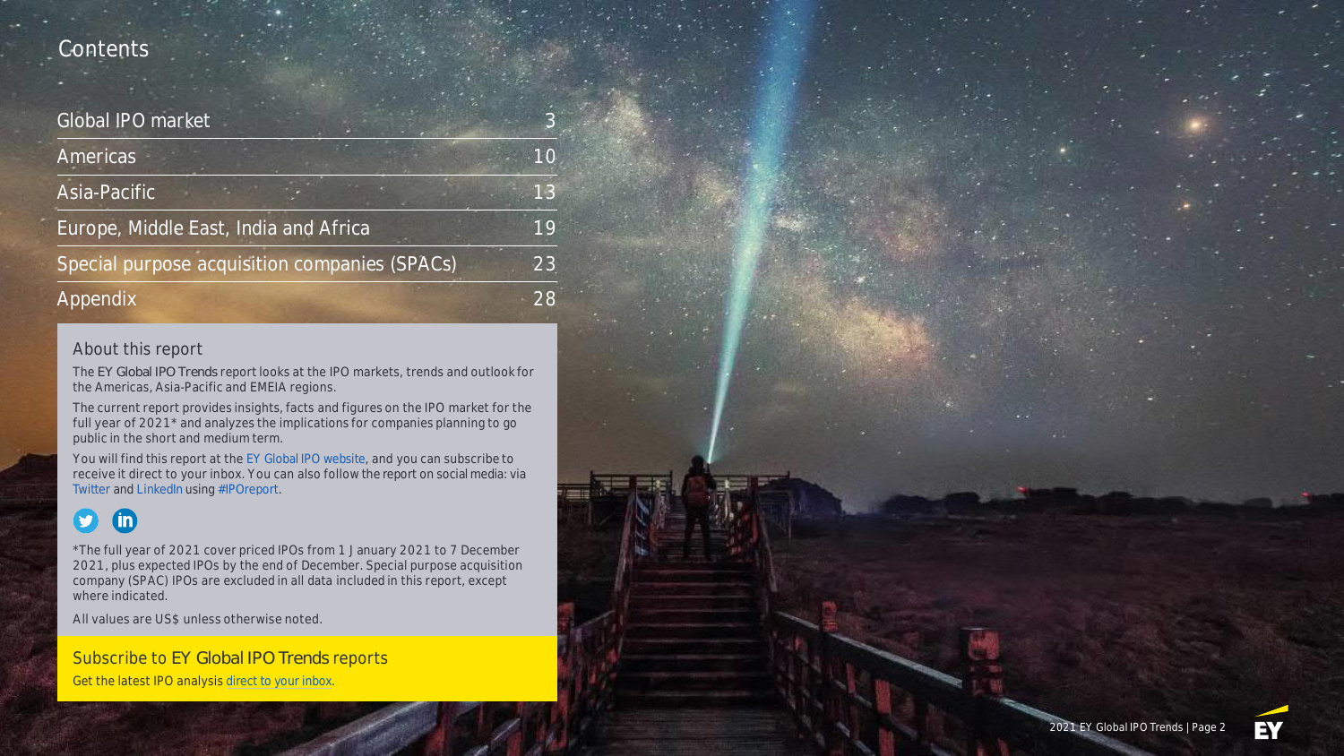# Contents

| | |
|---|---|
| Global IPO market | 3 |
| Americas | 10 |
| Asia-Pacific | 13 |
| Europe, Middle East, India and Africa | 19 |
| Special purpose acquisition companies (SPACs) | 23 |
| Appendix | 28 |

## About this report

The EY Global IPO Trends report looks at the IPO markets, trends and outlook for the Americas, Asia-Pacific and EMEIA regions.

The current report provides insights, facts and figures on the IPO market for the full year of 2021* and analyzes the implications for companies planning to go public in the short and medium term.

You will find this report at the EY Global IPO website, and you can subscribe to receive it direct to your inbox. You can also follow the report on social media: via Twitter and LinkedIn using #IPOreport.

*The full year of 2021 cover priced IPOs from 1 January 2021 to 7 December 2021, plus expected IPOs by the end of December. Special purpose acquisition company (SPAC) IPOs are excluded in all data included in this report, except where indicated.

All values are US$ unless otherwise noted.

## Subscribe to EY Global IPO Trends reports

Get the latest IPO analysis direct to your inbox.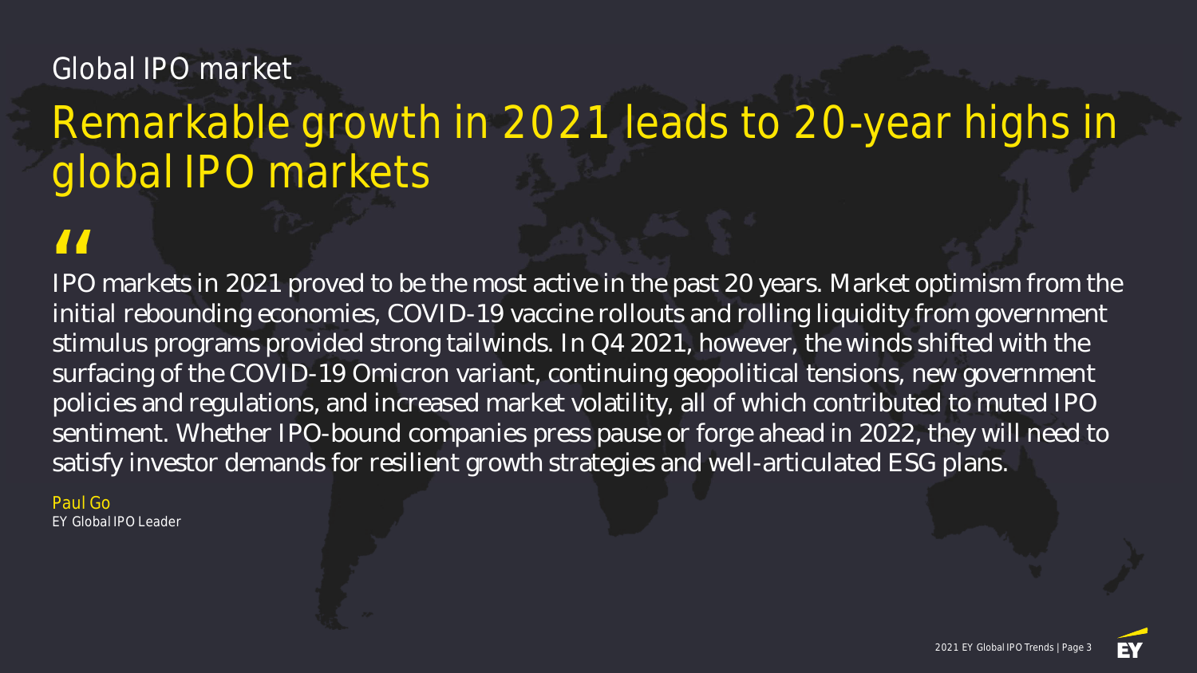## Global IPO market

# Remarkable growth in 2021 leads to 20-year highs in global IPO markets

"

IPO markets in 2021 proved to be the most active in the past 20 years. Market optimism from the initial rebounding economies, COVID-19 vaccine rollouts and rolling liquidity from government stimulus programs provided strong tailwinds. In Q4 2021, however, the winds shifted with the surfacing of the COVID-19 Omicron variant, continuing geopolitical tensions, new government policies and regulations, and increased market volatility, all of which contributed to muted IPO sentiment. Whether IPO-bound companies press pause or forge ahead in 2022, they will need to satisfy investor demands for resilient growth strategies and well-articulated ESG plans.

Paul Go
EY Global IPO Leader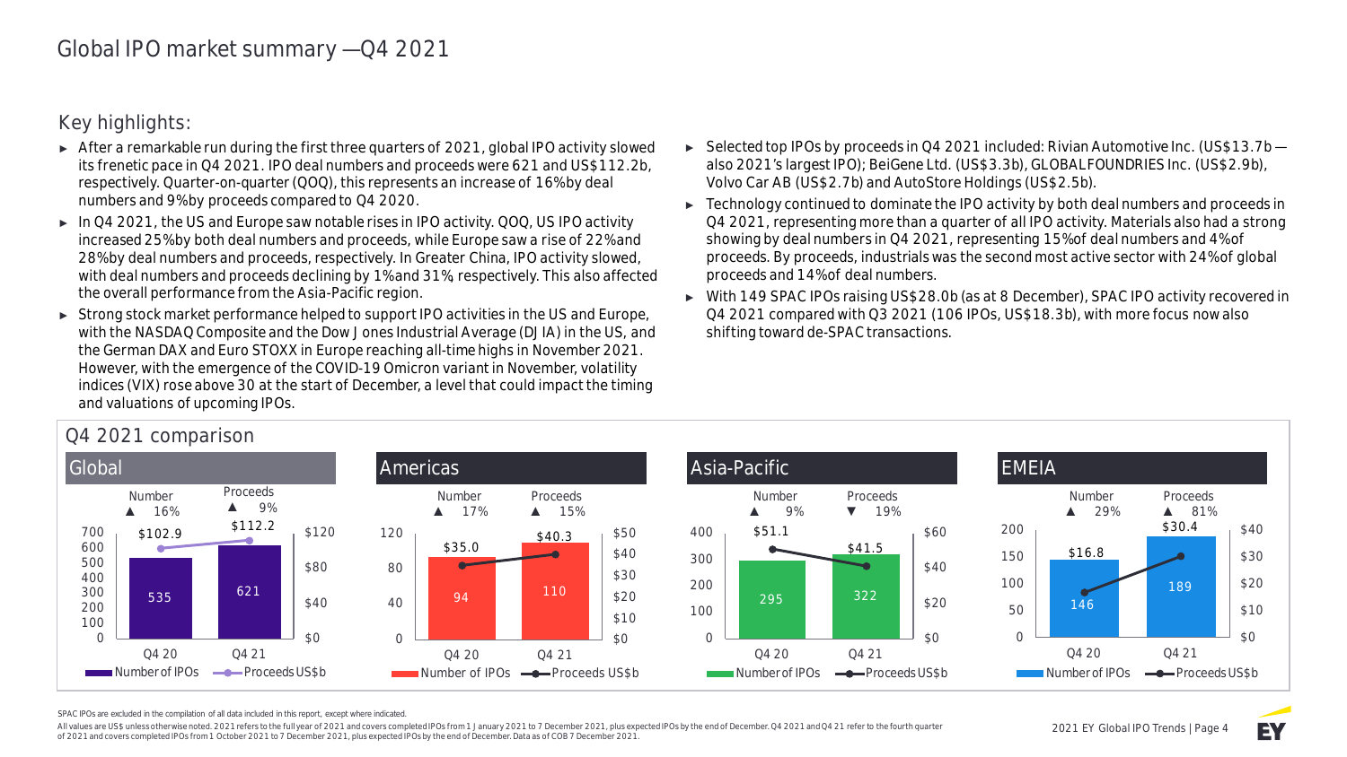# Global IPO market summary —Q4 2021

## Key highlights:

- After a remarkable run during the first three quarters of 2021, global IPO activity slowed its frenetic pace in Q4 2021. IPO deal numbers and proceeds were 621 and US$112.2b, respectively. Quarter-on-quarter (QOQ), this represents an increase of 16% by deal numbers and 9% by proceeds compared to Q4 2020.
- In Q4 2021, the US and Europe saw notable rises in IPO activity. QOQ, US IPO activity increased 25% by both deal numbers and proceeds, while Europe saw a rise of 22% and 28% by deal numbers and proceeds, respectively. In Greater China, IPO activity slowed, with deal numbers and proceeds declining by 1% and 31%, respectively. This also affected the overall performance from the Asia-Pacific region.
- Strong stock market performance helped to support IPO activities in the US and Europe, with the NASDAQ Composite and the Dow Jones Industrial Average (DJIA) in the US, and the German DAX and Euro STOXX in Europe reaching all-time highs in November 2021. However, with the emergence of the COVID-19 Omicron variant in November, volatility indices (VIX) rose above 30 at the start of December, a level that could impact the timing and valuations of upcoming IPOs.
- Selected top IPOs by proceeds in Q4 2021 included: Rivian Automotive Inc. (US$13.7b — also 2021's largest IPO); BeiGene Ltd. (US$3.3b), GLOBALFOUNDRIES Inc. (US$2.9b), Volvo Car AB (US$2.7b) and AutoStore Holdings (US$2.5b).
- Technology continued to dominate the IPO activity by both deal numbers and proceeds in Q4 2021, representing more than a quarter of all IPO activity. Materials also had a strong showing by deal numbers in Q4 2021, representing 15% of deal numbers and 4% of proceeds. By proceeds, industrials was the second most active sector with 24% of global proceeds and 14% of deal numbers.
- With 149 SPAC IPOs raising US$28.0b (as at 8 December), SPAC IPO activity recovered in Q4 2021 compared with Q3 2021 (106 IPOs, US$18.3b), with more focus now also shifting toward de-SPAC transactions.

## Q4 2021 comparison

| Region | Number of IPOs Q4 20 | Number of IPOs Q4 21 | Number change | Proceeds US$b Q4 20 | Proceeds US$b Q4 21 | Proceeds change |
|---|---|---|---|---|---|---|
| Global | 535 | 621 | ▲ 16% | $102.9 | $112.2 | ▲ 9% |
| Americas | 94 | 110 | ▲ 17% | $35.0 | $40.3 | ▲ 15% |
| Asia-Pacific | 295 | 322 | ▲ 9% | $51.1 | $41.5 | ▼ 19% |
| EMEIA | 146 | 189 | ▲ 29% | $16.8 | $30.4 | ▲ 81% |

SPAC IPOs are excluded in the compilation of all data included in this report, except where indicated.

All values are US$ unless otherwise noted. 2021 refers to the full year of 2021 and covers completed IPOs from 1 January 2021 to 7 December 2021, plus expected IPOs by the end of December. Q4 2021 and Q4 21 refer to the fourth quarter of 2021 and covers completed IPOs from 1 October 2021 to 7 December 2021, plus expected IPOs by the end of December. Data as of COB 7 December 2021.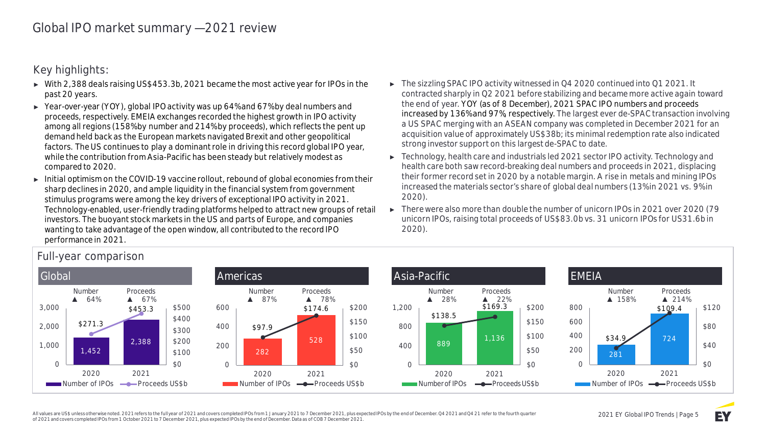# Global IPO market summary —2021 review

## Key highlights:

- With 2,388 deals raising US$453.3b, 2021 became the most active year for IPOs in the past 20 years.
- Year-over-year (YOY), global IPO activity was up 64% and 67% by deal numbers and proceeds, respectively. EMEIA exchanges recorded the highest growth in IPO activity among all regions (158% by number and 214% by proceeds), which reflects the pent up demand held back as the European markets navigated Brexit and other geopolitical factors. The US continues to play a dominant role in driving this record global IPO year, while the contribution from Asia-Pacific has been steady but relatively modest as compared to 2020.
- Initial optimism on the COVID-19 vaccine rollout, rebound of global economies from their sharp declines in 2020, and ample liquidity in the financial system from government stimulus programs were among the key drivers of exceptional IPO activity in 2021. Technology-enabled, user-friendly trading platforms helped to attract new groups of retail investors. The buoyant stock markets in the US and parts of Europe, and companies wanting to take advantage of the open window, all contributed to the record IPO performance in 2021.
- The sizzling SPAC IPO activity witnessed in Q4 2020 continued into Q1 2021. It contracted sharply in Q2 2021 before stabilizing and became more active again toward the end of year. YOY (as of 8 December), 2021 SPAC IPO numbers and proceeds increased by 136% and 97%, respectively. The largest ever de-SPAC transaction involving a US SPAC merging with an ASEAN company was completed in December 2021 for an acquisition value of approximately US$38b; its minimal redemption rate also indicated strong investor support on this largest de-SPAC to date.
- Technology, health care and industrials led 2021 sector IPO activity. Technology and health care both saw record-breaking deal numbers and proceeds in 2021, displacing their former record set in 2020 by a notable margin. A rise in metals and mining IPOs increased the materials sector's share of global deal numbers (13% in 2021 vs. 9% in 2020).
- There were also more than double the number of unicorn IPOs in 2021 over 2020 (79 unicorn IPOs, raising total proceeds of US$83.0b vs. 31 unicorn IPOs for US31.6b in 2020).

## Full-year comparison

| Region | Number of IPOs 2020 | Number of IPOs 2021 | Number change | Proceeds US$b 2020 | Proceeds US$b 2021 | Proceeds change |
|---|---|---|---|---|---|---|
| Global | 1,452 | 2,388 | ▲ 64% | $271.3 | $453.3 | ▲ 67% |
| Americas | 282 | 528 | ▲ 87% | $97.9 | $174.6 | ▲ 78% |
| Asia-Pacific | 889 | 1,136 | ▲ 28% | $138.5 | $169.3 | ▲ 22% |
| EMEIA | 281 | 724 | ▲ 158% | $34.9 | $109.4 | ▲ 214% |

All values are US$ unless otherwise noted. 2021 refers to the full year of 2021 and covers completed IPOs from 1 January 2021 to 7 December 2021, plus expected IPOs by the end of December. Q4 2021 and Q4 21 refer to the fourth quarter of 2021 and covers completed IPOs from 1 October 2021 to 7 December 2021, plus expected IPOs by the end of December. Data as of COB 7 December 2021.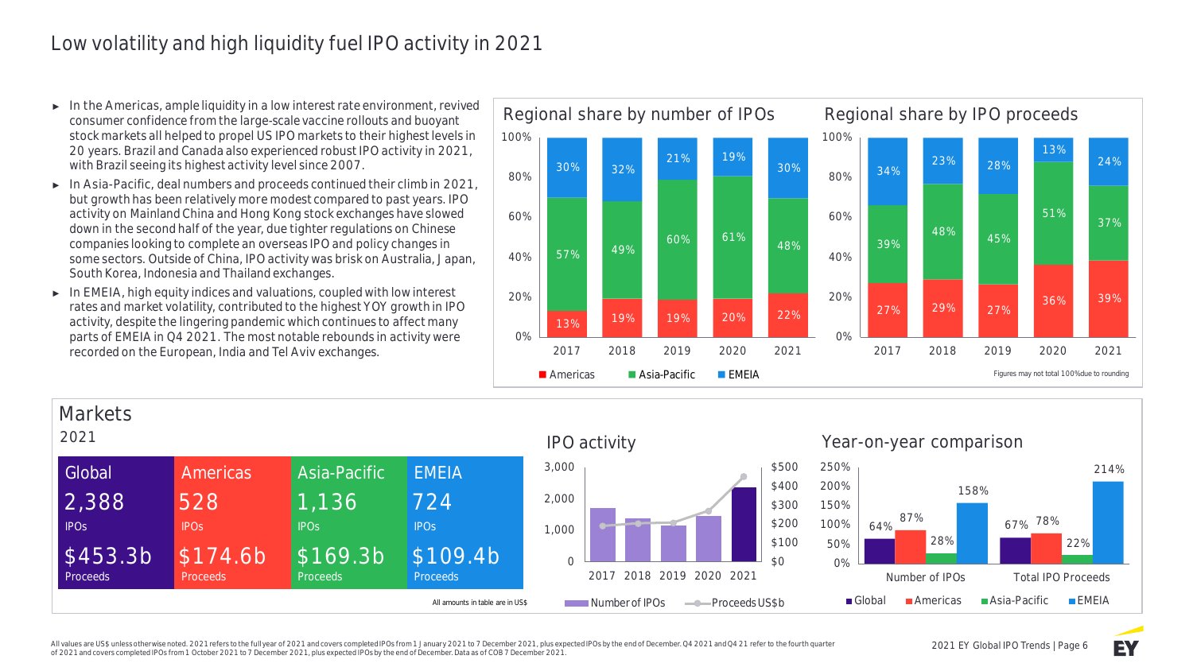# Low volatility and high liquidity fuel IPO activity in 2021

- In the Americas, ample liquidity in a low interest rate environment, revived consumer confidence from the large-scale vaccine rollouts and buoyant stock markets all helped to propel US IPO markets to their highest levels in 20 years. Brazil and Canada also experienced robust IPO activity in 2021, with Brazil seeing its highest activity level since 2007.
- In Asia-Pacific, deal numbers and proceeds continued their climb in 2021, but growth has been relatively more modest compared to past years. IPO activity on Mainland China and Hong Kong stock exchanges have slowed down in the second half of the year, due tighter regulations on Chinese companies looking to complete an overseas IPO and policy changes in some sectors. Outside of China, IPO activity was brisk on Australia, Japan, South Korea, Indonesia and Thailand exchanges.
- In EMEIA, high equity indices and valuations, coupled with low interest rates and market volatility, contributed to the highest YOY growth in IPO activity, despite the lingering pandemic which continues to affect many parts of EMEIA in Q4 2021. The most notable rebounds in activity were recorded on the European, India and Tel Aviv exchanges.

## Regional share by number of IPOs

| | 2017 | 2018 | 2019 | 2020 | 2021 |
|---|---|---|---|---|---|
| Americas | 13% | 19% | 19% | 20% | 22% |
| Asia-Pacific | 57% | 49% | 60% | 61% | 48% |
| EMEIA | 30% | 32% | 21% | 19% | 30% |

## Regional share by IPO proceeds

| | 2017 | 2018 | 2019 | 2020 | 2021 |
|---|---|---|---|---|---|
| Americas | 27% | 29% | 27% | 36% | 39% |
| Asia-Pacific | 39% | 48% | 45% | 51% | 37% |
| EMEIA | 34% | 23% | 28% | 13% | 24% |

Figures may not total 100% due to rounding

## Markets

2021

| | Global | Americas | Asia-Pacific | EMEIA |
|---|---|---|---|---|
| IPOs | 2,388 | 528 | 1,136 | 724 |
| Proceeds | $453.3b | $174.6b | $169.3b | $109.4b |

All amounts in table are in US$

## IPO activity

Years: 2017, 2018, 2019, 2020, 2021 — Number of IPOs; Proceeds US$b

## Year-on-year comparison

| | Global | Americas | Asia-Pacific | EMEIA |
|---|---|---|---|---|
| Number of IPOs | 64% | 87% | 28% | 158% |
| Total IPO Proceeds | 67% | 78% | 22% | 214% |

All values are US$ unless otherwise noted. 2021 refers to the full year of 2021 and covers completed IPOs from 1 January 2021 to 7 December 2021, plus expected IPOs by the end of December. Q4 2021 and Q4 21 refer to the fourth quarter of 2021 and covers completed IPOs from 1 October 2021 to 7 December 2021, plus expected IPOs by the end of December. Data as of COB 7 December 2021.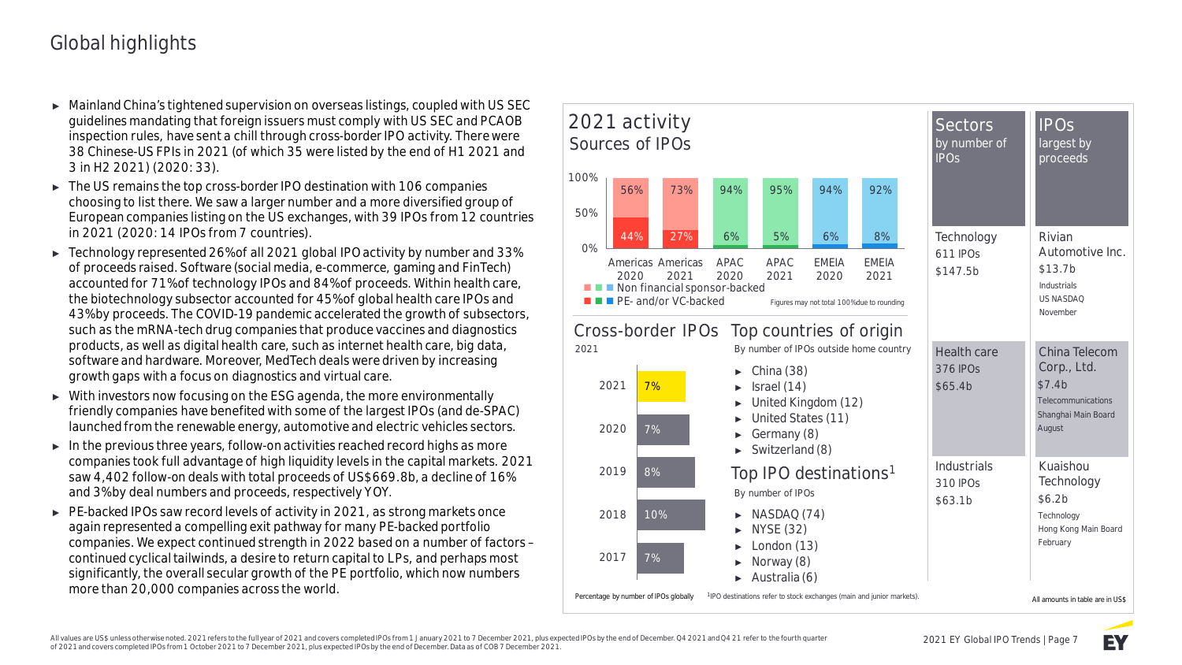# Global highlights

- Mainland China's tightened supervision on overseas listings, coupled with US SEC guidelines mandating that foreign issuers must comply with US SEC and PCAOB inspection rules, have sent a chill through cross-border IPO activity. There were 38 Chinese-US FPIs in 2021 (of which 35 were listed by the end of H1 2021 and 3 in H2 2021) (2020: 33).
- The US remains the top cross-border IPO destination with 106 companies choosing to list there. We saw a larger number and a more diversified group of European companies listing on the US exchanges, with 39 IPOs from 12 countries in 2021 (2020: 14 IPOs from 7 countries).
- Technology represented 26% of all 2021 global IPO activity by number and 33% of proceeds raised. Software (social media, e-commerce, gaming and FinTech) accounted for 71% of technology IPOs and 84% of proceeds. Within health care, the biotechnology subsector accounted for 45% of global health care IPOs and 43% by proceeds. The COVID-19 pandemic accelerated the growth of subsectors, such as the mRNA-tech drug companies that produce vaccines and diagnostics products, as well as digital health care, such as internet health care, big data, software and hardware. Moreover, MedTech deals were driven by increasing growth gaps with a focus on diagnostics and virtual care.
- With investors now focusing on the ESG agenda, the more environmentally friendly companies have benefited with some of the largest IPOs (and de-SPAC) launched from the renewable energy, automotive and electric vehicles sectors.
- In the previous three years, follow-on activities reached record highs as more companies took full advantage of high liquidity levels in the capital markets. 2021 saw 4,402 follow-on deals with total proceeds of US$669.8b, a decline of 16% and 3% by deal numbers and proceeds, respectively YOY.
- PE-backed IPOs saw record levels of activity in 2021, as strong markets once again represented a compelling exit pathway for many PE-backed portfolio companies. We expect continued strength in 2022 based on a number of factors – continued cyclical tailwinds, a desire to return capital to LPs, and perhaps most significantly, the overall secular growth of the PE portfolio, which now numbers more than 20,000 companies across the world.

## 2021 activity

### Sources of IPOs

| | Americas 2020 | Americas 2021 | APAC 2020 | APAC 2021 | EMEIA 2020 | EMEIA 2021 |
|---|---|---|---|---|---|---|
| Non financial sponsor-backed | 56% | 73% | 94% | 95% | 94% | 92% |
| PE- and/or VC-backed | 44% | 27% | 6% | 5% | 6% | 8% |

Figures may not total 100% due to rounding

### Cross-border IPOs

2021

| Year | Cross-border IPOs |
|---|---|
| 2021 | 7% |
| 2020 | 7% |
| 2019 | 8% |
| 2018 | 10% |
| 2017 | 7% |

Percentage by number of IPOs globally

### Top countries of origin

By number of IPOs outside home country

- China (38)
- Israel (14)
- United Kingdom (12)
- United States (11)
- Germany (8)
- Switzerland (8)

### Top IPO destinations[1]

By number of IPOs

- NASDAQ (74)
- NYSE (32)
- London (13)
- Norway (8)
- Australia (6)

[1] IPO destinations refer to stock exchanges (main and junior markets).

| Sectors by number of IPOs | IPOs largest by proceeds |
|---|---|
| Technology<br>611 IPOs<br>$147.5b | Rivian Automotive Inc.<br>$13.7b<br>Industrials<br>US NASDAQ<br>November |
| Health care<br>376 IPOs<br>$65.4b | China Telecom Corp., Ltd.<br>$7.4b<br>Telecommunications<br>Shanghai Main Board<br>August |
| Industrials<br>310 IPOs<br>$63.1b | Kuaishou Technology<br>$6.2b<br>Technology<br>Hong Kong Main Board<br>February |

All amounts in table are in US$

All values are US$ unless otherwise noted. 2021 refers to the full year of 2021 and covers completed IPOs from 1 January 2021 to 7 December 2021, plus expected IPOs by the end of December. Q4 2021 and Q4 21 refer to the fourth quarter of 2021 and covers completed IPOs from 1 October 2021 to 7 December 2021, plus expected IPOs by the end of December. Data as of COB 7 December 2021.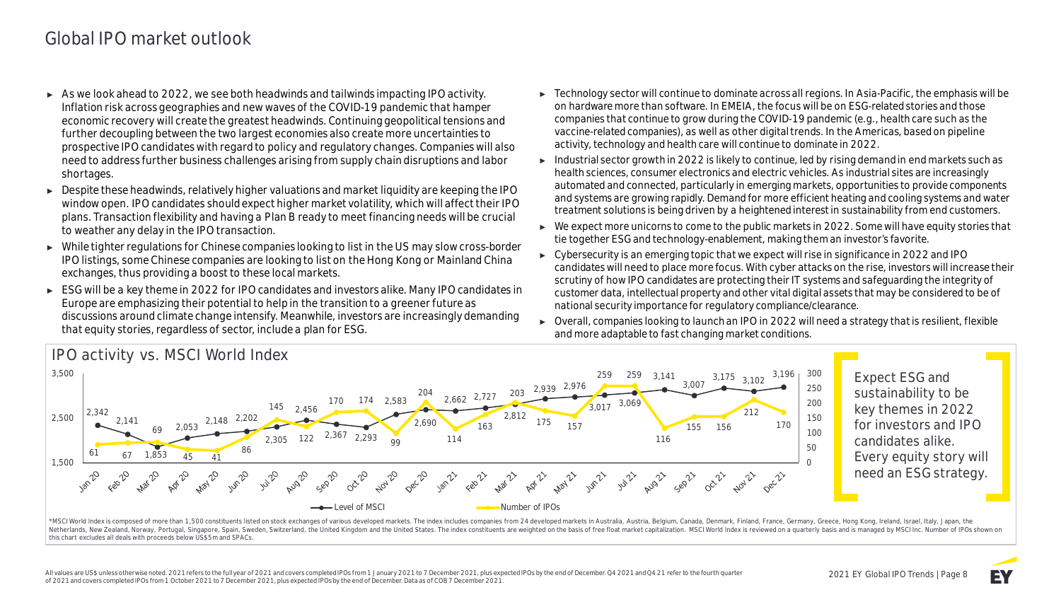# Global IPO market outlook

- As we look ahead to 2022, we see both headwinds and tailwinds impacting IPO activity. Inflation risk across geographies and new waves of the COVID-19 pandemic that hamper economic recovery will create the greatest headwinds. Continuing geopolitical tensions and further decoupling between the two largest economies also create more uncertainties to prospective IPO candidates with regard to policy and regulatory changes. Companies will also need to address further business challenges arising from supply chain disruptions and labor shortages.
- Despite these headwinds, relatively higher valuations and market liquidity are keeping the IPO window open. IPO candidates should expect higher market volatility, which will affect their IPO plans. Transaction flexibility and having a Plan B ready to meet financing needs will be crucial to weather any delay in the IPO transaction.
- While tighter regulations for Chinese companies looking to list in the US may slow cross-border IPO listings, some Chinese companies are looking to list on the Hong Kong or Mainland China exchanges, thus providing a boost to these local markets.
- ESG will be a key theme in 2022 for IPO candidates and investors alike. Many IPO candidates in Europe are emphasizing their potential to help in the transition to a greener future as discussions around climate change intensify. Meanwhile, investors are increasingly demanding that equity stories, regardless of sector, include a plan for ESG.
- Technology sector will continue to dominate across all regions. In Asia-Pacific, the emphasis will be on hardware more than software. In EMEIA, the focus will be on ESG-related stories and those companies that continue to grow during the COVID-19 pandemic (e.g., health care such as the vaccine-related companies), as well as other digital trends. In the Americas, based on pipeline activity, technology and health care will continue to dominate in 2022.
- Industrial sector growth in 2022 is likely to continue, led by rising demand in end markets such as health sciences, consumer electronics and electric vehicles. As industrial sites are increasingly automated and connected, particularly in emerging markets, opportunities to provide components and systems are growing rapidly. Demand for more efficient heating and cooling systems and water treatment solutions is being driven by a heightened interest in sustainability from end customers.
- We expect more unicorns to come to the public markets in 2022. Some will have equity stories that tie together ESG and technology-enablement, making them an investor's favorite.
- Cybersecurity is an emerging topic that we expect will rise in significance in 2022 and IPO candidates will need to place more focus. With cyber attacks on the rise, investors will increase their scrutiny of how IPO candidates are protecting their IT systems and safeguarding the integrity of customer data, intellectual property and other vital digital assets that may be considered to be of national security importance for regulatory compliance/clearance.
- Overall, companies looking to launch an IPO in 2022 will need a strategy that is resilient, flexible and more adaptable to fast changing market conditions.

## IPO activity vs. MSCI World Index

| Month | Level of MSCI | Number of IPOs |
|---|---|---|
| Jan-20 | 2,342 | 61 |
| Feb-20 | 2,141 | 67 |
| Mar-20 | 1,853 | 69 |
| Apr-20 | 2,053 | 45 |
| May-20 | 2,148 | 41 |
| Jun-20 | 2,202 | 86 |
| Jul-20 | 2,305 | 145 |
| Aug-20 | 2,456 | 122 |
| Sep-20 | 2,367 | 170 |
| Oct-20 | 2,293 | 174 |
| Nov-20 | 2,583 | 99 |
| Dec-20 | 2,690 | 204 |
| Jan-21 | 2,662 | 114 |
| Feb-21 | 2,727 | 163 |
| Mar-21 | 2,812 | 203 |
| Apr-21 | 2,939 | 175 |
| May-21 | 2,976 | 157 |
| Jun-21 | 3,017 | 259 |
| Jul-21 | 3,069 | 259 |
| Aug-21 | 3,141 | 116 |
| Sep-21 | 3,007 | 155 |
| Oct-21 | 3,175 | 156 |
| Nov-21 | 3,102 | 212 |
| Dec-21 | 3,196 | 170 |

Expect ESG and sustainability to be key themes in 2022 for investors and IPO candidates alike. Every equity story will need an ESG strategy.

*MSCI World Index is composed of more than 1,500 constituents listed on stock exchanges of various developed markets. The index includes companies from 24 developed markets in Australia, Austria, Belgium, Canada, Denmark, Finland, France, Germany, Greece, Hong Kong, Ireland, Israel, Italy, Japan, the Netherlands, New Zealand, Norway, Portugal, Singapore, Spain, Sweden, Switzerland, the United Kingdom and the United States. The index constituents are weighted on the basis of free float market capitalization. MSCI World Index is reviewed on a quarterly basis and is managed by MSCI Inc. Number of IPOs shown on this chart excludes all deals with proceeds below US$5m and SPACs.

All values are US$ unless otherwise noted. 2021 refers to the full year of 2021 and covers completed IPOs from 1 January 2021 to 7 December 2021, plus expected IPOs by the end of December. Q4 2021 and Q4 21 refer to the fourth quarter of 2021 and covers completed IPOs from 1 October 2021 to 7 December 2021, plus expected IPOs by the end of December. Data as of COB 7 December 2021.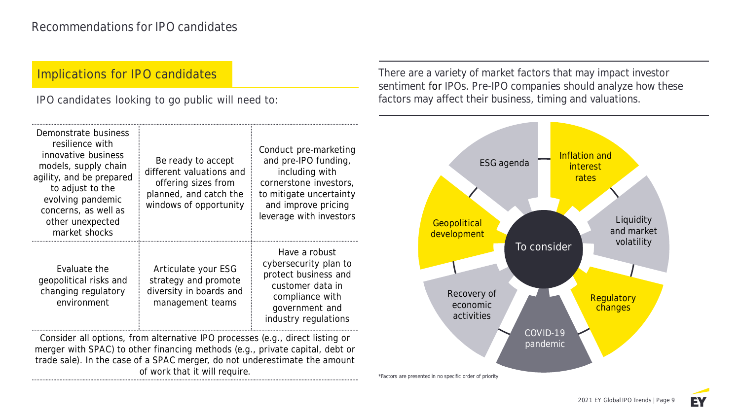# Recommendations for IPO candidates

## Implications for IPO candidates

IPO candidates looking to go public will need to:

| | | |
|---|---|---|
| Demonstrate business resilience with innovative business models, supply chain agility, and be prepared to adjust to the evolving pandemic concerns, as well as other unexpected market shocks | Be ready to accept different valuations and offering sizes from planned, and catch the windows of opportunity | Conduct pre-marketing and pre-IPO funding, including with cornerstone investors, to mitigate uncertainty and improve pricing leverage with investors |
| Evaluate the geopolitical risks and changing regulatory environment | Articulate your ESG strategy and promote diversity in boards and management teams | Have a robust cybersecurity plan to protect business and customer data in compliance with government and industry regulations |

Consider all options, from alternative IPO processes (e.g., direct listing or merger with SPAC) to other financing methods (e.g., private capital, debt or trade sale). In the case of a SPAC merger, do not underestimate the amount of work that it will require.

There are a variety of market factors that may impact investor sentiment for IPOs. Pre-IPO companies should analyze how these factors may affect their business, timing and valuations.

**To consider**

- Inflation and interest rates
- Liquidity and market volatility
- Regulatory changes
- COVID-19 pandemic
- Recovery of economic activities
- Geopolitical development
- ESG agenda

*Factors are presented in no specific order of priority.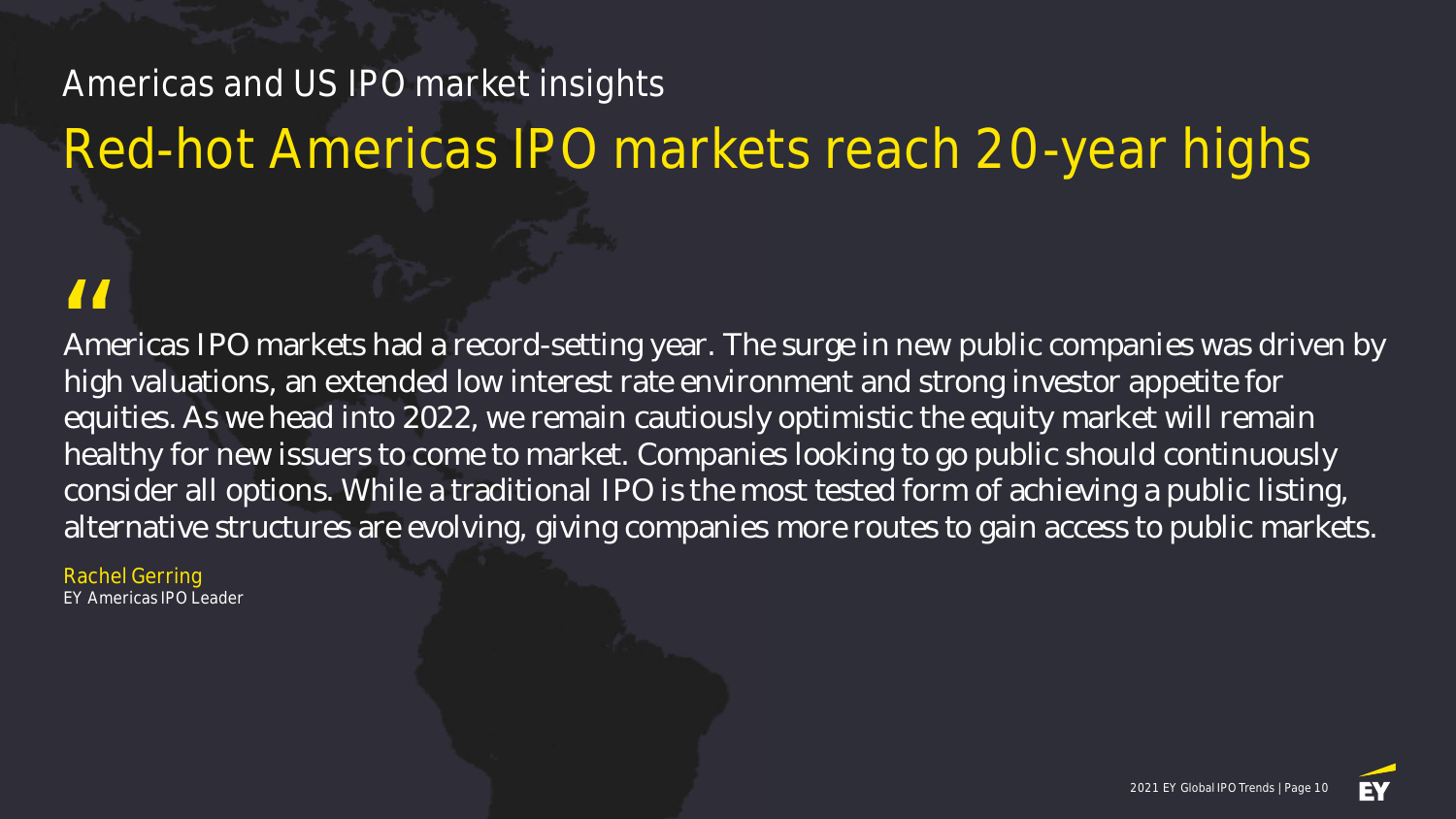## Americas and US IPO market insights

# Red-hot Americas IPO markets reach 20-year highs

> "
>
> Americas IPO markets had a record-setting year. The surge in new public companies was driven by high valuations, an extended low interest rate environment and strong investor appetite for equities. As we head into 2022, we remain cautiously optimistic the equity market will remain healthy for new issuers to come to market. Companies looking to go public should continuously consider all options. While a traditional IPO is the most tested form of achieving a public listing, alternative structures are evolving, giving companies more routes to gain access to public markets.

Rachel Gerring
EY Americas IPO Leader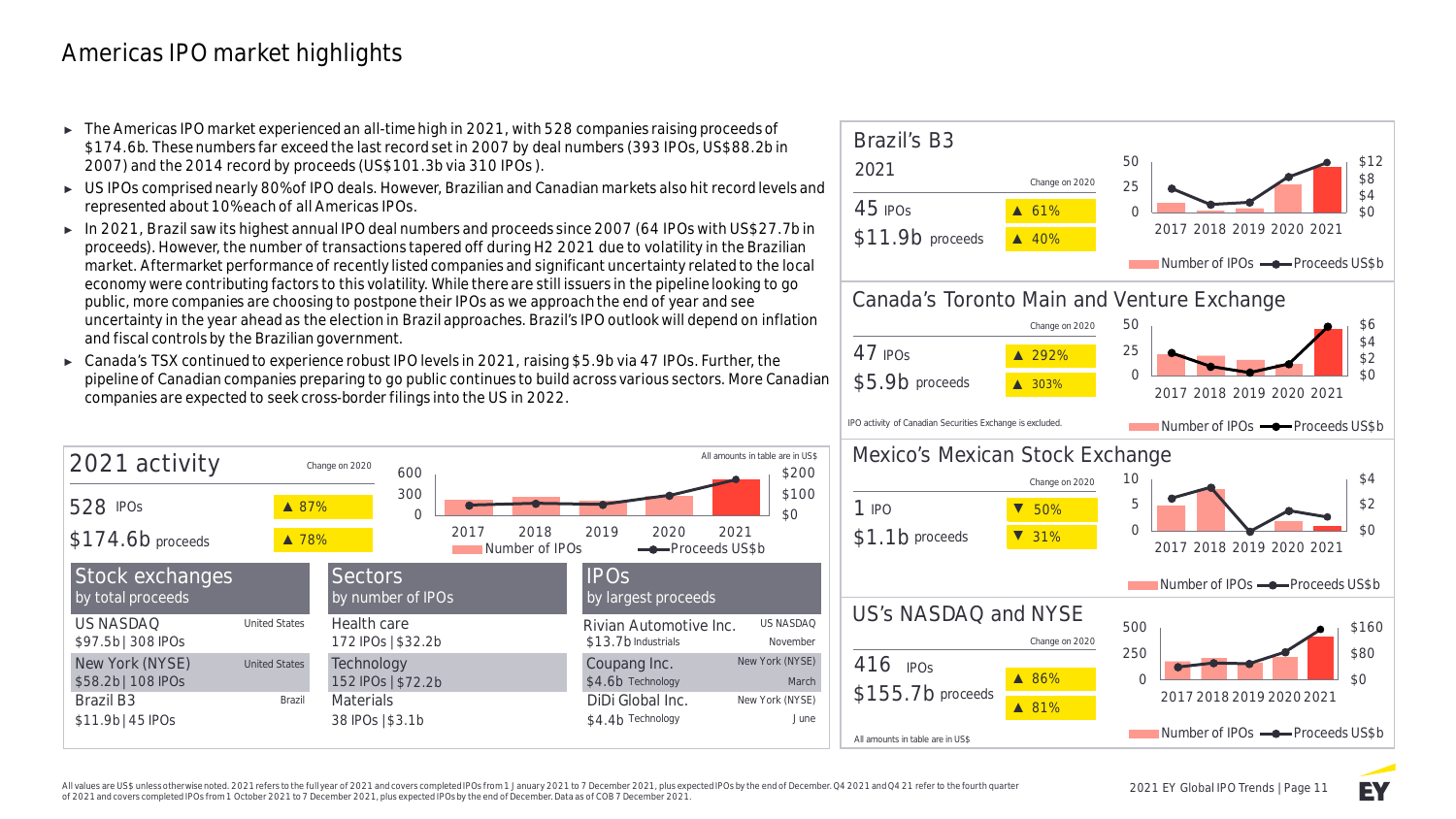# Americas IPO market highlights

- The Americas IPO market experienced an all-time high in 2021, with 528 companies raising proceeds of $174.6b. These numbers far exceed the last record set in 2007 by deal numbers (393 IPOs, US$88.2b in 2007) and the 2014 record by proceeds (US$101.3b via 310 IPOs).
- US IPOs comprised nearly 80% of IPO deals. However, Brazilian and Canadian markets also hit record levels and represented about 10% each of all Americas IPOs.
- In 2021, Brazil saw its highest annual IPO deal numbers and proceeds since 2007 (64 IPOs with US$27.7b in proceeds). However, the number of transactions tapered off during H2 2021 due to volatility in the Brazilian market. Aftermarket performance of recently listed companies and significant uncertainty related to the local economy were contributing factors to this volatility. While there are still issuers in the pipeline looking to go public, more companies are choosing to postpone their IPOs as we approach the end of year and see uncertainty in the year ahead as the election in Brazil approaches. Brazil's IPO outlook will depend on inflation and fiscal controls by the Brazilian government.
- Canada's TSX continued to experience robust IPO levels in 2021, raising $5.9b via 47 IPOs. Further, the pipeline of Canadian companies preparing to go public continues to build across various sectors. More Canadian companies are expected to seek cross-border filings into the US in 2022.

## 2021 activity

All amounts in table are in US$

| 2021 activity | Change on 2020 |
|---|---|
| 528 IPOs | ▲ 87% |
| $174.6b proceeds | ▲ 78% |

Chart: 2017–2021, Number of IPOs / Proceeds US$b

| Stock exchanges by total proceeds | | Sectors by number of IPOs | IPOs by largest proceeds | |
|---|---|---|---|---|
| US NASDAQ $97.5b \| 308 IPOs | United States | Health care 172 IPOs \| $32.2b | Rivian Automotive Inc. $13.7b Industrials | US NASDAQ November |
| New York (NYSE) $58.2b \| 108 IPOs | United States | Technology 152 IPOs \| $72.2b | Coupang Inc. $4.6b Technology | New York (NYSE) March |
| Brazil B3 $11.9b \| 45 IPOs | Brazil | Materials 38 IPOs \| $3.1b | DiDi Global Inc. $4.4b Technology | New York (NYSE) June |

## Brazil's B3

| 2021 | Change on 2020 |
|---|---|
| 45 IPOs | ▲ 61% |
| $11.9b proceeds | ▲ 40% |

Chart: 2017–2021, Number of IPOs / Proceeds US$b

## Canada's Toronto Main and Venture Exchange

| | Change on 2020 |
|---|---|
| 47 IPOs | ▲ 292% |
| $5.9b proceeds | ▲ 303% |

IPO activity of Canadian Securities Exchange is excluded.

Chart: 2017–2021, Number of IPOs / Proceeds US$b

## Mexico's Mexican Stock Exchange

| | Change on 2020 |
|---|---|
| 1 IPO | ▼ 50% |
| $1.1b proceeds | ▼ 31% |

Chart: 2017–2021, Number of IPOs / Proceeds US$b

## US's NASDAQ and NYSE

| | Change on 2020 |
|---|---|
| 416 IPOs | ▲ 86% |
| $155.7b proceeds | ▲ 81% |

All amounts in table are in US$

Chart: 2017–2021, Number of IPOs / Proceeds US$b

All values are US$ unless otherwise noted. 2021 refers to the full year of 2021 and covers completed IPOs from 1 January 2021 to 7 December 2021, plus expected IPOs by the end of December. Q4 2021 and Q4 21 refer to the fourth quarter of 2021 and covers completed IPOs from 1 October 2021 to 7 December 2021, plus expected IPOs by the end of December. Data as of COB 7 December 2021.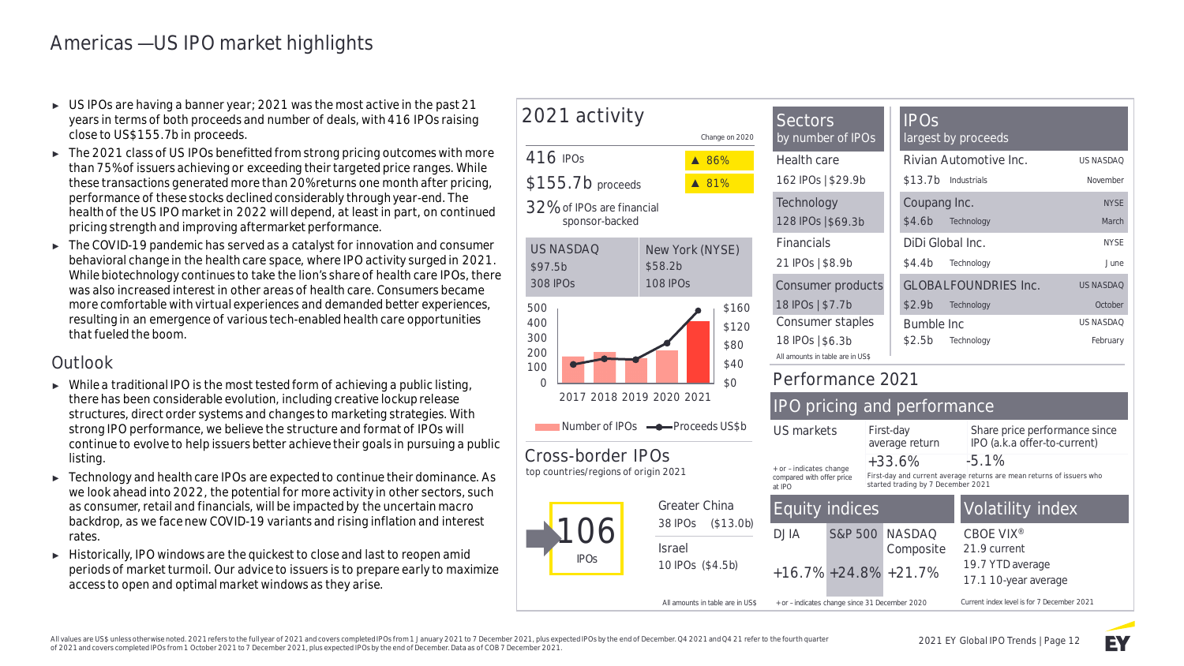# Americas — US IPO market highlights

- US IPOs are having a banner year; 2021 was the most active in the past 21 years in terms of both proceeds and number of deals, with 416 IPOs raising close to US$155.7b in proceeds.
- The 2021 class of US IPOs benefitted from strong pricing outcomes with more than 75% of issuers achieving or exceeding their targeted price ranges. While these transactions generated more than 20% returns one month after pricing, performance of these stocks declined considerably through year-end. The health of the US IPO market in 2022 will depend, at least in part, on continued pricing strength and improving aftermarket performance.
- The COVID-19 pandemic has served as a catalyst for innovation and consumer behavioral change in the health care space, where IPO activity surged in 2021. While biotechnology continues to take the lion's share of health care IPOs, there was also increased interest in other areas of health care. Consumers became more comfortable with virtual experiences and demanded better experiences, resulting in an emergence of various tech-enabled health care opportunities that fueled the boom.

## Outlook

- While a traditional IPO is the most tested form of achieving a public listing, there has been considerable evolution, including creative lockup release structures, direct order systems and changes to marketing strategies. With strong IPO performance, we believe the structure and format of IPOs will continue to evolve to help issuers better achieve their goals in pursuing a public listing.
- Technology and health care IPOs are expected to continue their dominance. As we look ahead into 2022, the potential for more activity in other sectors, such as consumer, retail and financials, will be impacted by the uncertain macro backdrop, as we face new COVID-19 variants and rising inflation and interest rates.
- Historically, IPO windows are the quickest to close and last to reopen amid periods of market turmoil. Our advice to issuers is to prepare early to maximize access to open and optimal market windows as they arise.

## 2021 activity

| | Change on 2020 |
|---|---|
| 416 IPOs | ▲ 86% |
| $155.7b proceeds | ▲ 81% |

32% of IPOs are financial sponsor-backed

| US NASDAQ | New York (NYSE) |
|---|---|
| $97.5b | $58.2b |
| 308 IPOs | 108 IPOs |

Chart: Number of IPOs and Proceeds US$b, 2017–2021 (left axis 0–500; right axis $0–$160)

## Cross-border IPOs

top countries/regions of origin 2021

106 IPOs

| Country/region | IPOs | Proceeds |
|---|---|---|
| Greater China | 38 IPOs | ($13.0b) |
| Israel | 10 IPOs | ($4.5b) |

All amounts in table are in US$

## Sectors

by number of IPOs

| Sector | IPOs \| Proceeds |
|---|---|
| Health care | 162 IPOs \| $29.9b |
| Technology | 128 IPOs \| $69.3b |
| Financials | 21 IPOs \| $8.9b |
| Consumer products | 18 IPOs \| $7.7b |
| Consumer staples | 18 IPOs \| $6.3b |

All amounts in table are in US$

## IPOs

largest by proceeds

| Company | Proceeds | Sector | Exchange | Month |
|---|---|---|---|---|
| Rivian Automotive Inc. | $13.7b | Industrials | US NASDAQ | November |
| Coupang Inc. | $4.6b | Technology | NYSE | March |
| DiDi Global Inc. | $4.4b | Technology | NYSE | June |
| GLOBALFOUNDRIES Inc. | $2.9b | Technology | US NASDAQ | October |
| Bumble Inc | $2.5b | Technology | US NASDAQ | February |

## Performance 2021

### IPO pricing and performance

| US markets | First-day average return | Share price performance since IPO (a.k.a offer-to-current) |
|---|---|---|
| | +33.6% | -5.1% |

+ or – indicates change compared with offer price at IPO

First-day and current average returns are mean returns of issuers who started trading by 7 December 2021

### Equity indices

| DJIA | S&P 500 | NASDAQ Composite |
|---|---|---|
| +16.7% | +24.8% | +21.7% |

+ or – indicates change since 31 December 2020

### Volatility index

CBOE VIX®
21.9 current
19.7 YTD average
17.1 10-year average

Current index level is for 7 December 2021

All values are US$ unless otherwise noted. 2021 refers to the full year of 2021 and covers completed IPOs from 1 January 2021 to 7 December 2021, plus expected IPOs by the end of December. Q4 2021 and Q4 21 refer to the fourth quarter of 2021 and covers completed IPOs from 1 October 2021 to 7 December 2021, plus expected IPOs by the end of December. Data as of COB 7 December 2021.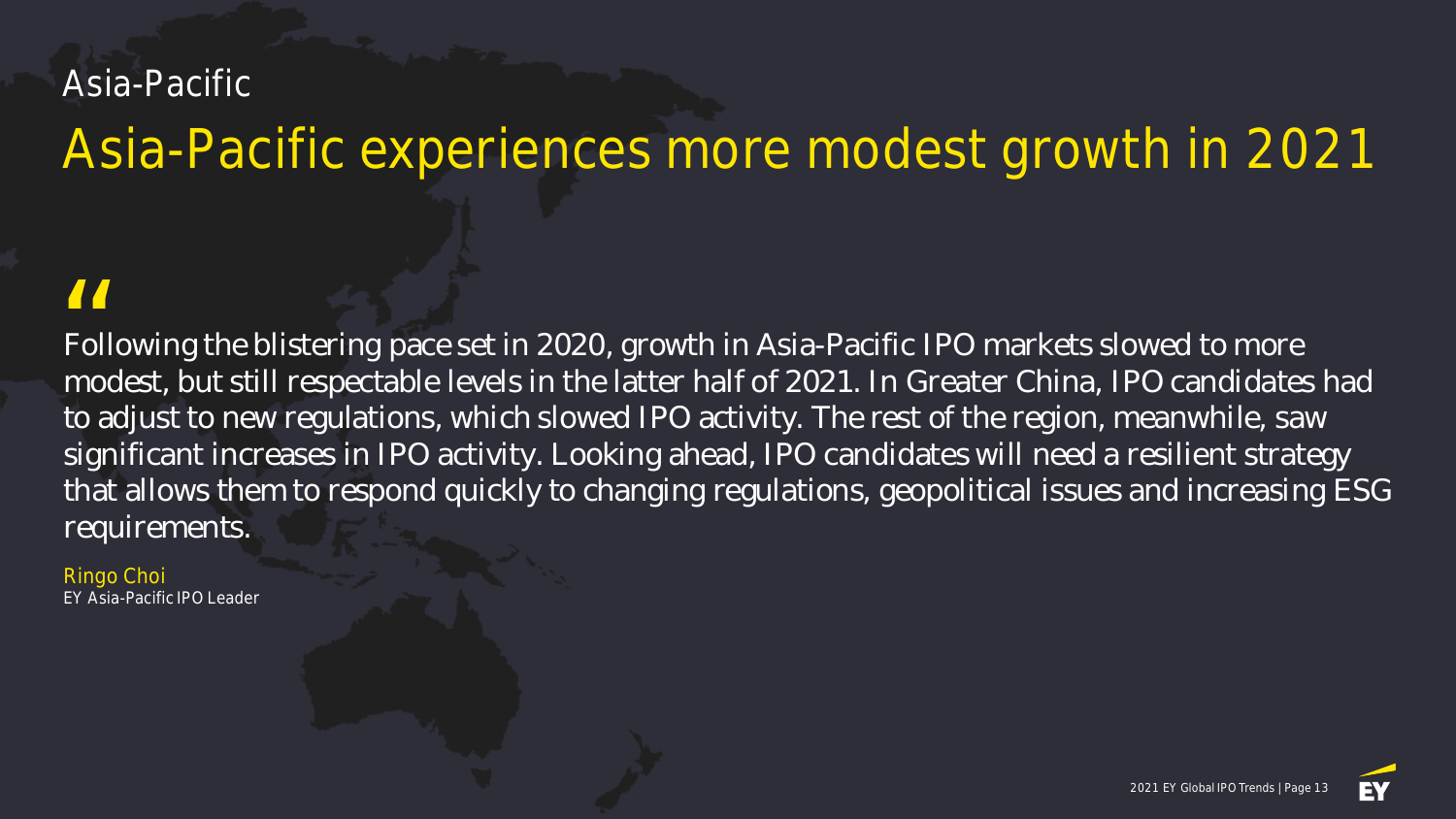Asia-Pacific

# Asia-Pacific experiences more modest growth in 2021

"

Following the blistering pace set in 2020, growth in Asia-Pacific IPO markets slowed to more modest, but still respectable levels in the latter half of 2021. In Greater China, IPO candidates had to adjust to new regulations, which slowed IPO activity. The rest of the region, meanwhile, saw significant increases in IPO activity. Looking ahead, IPO candidates will need a resilient strategy that allows them to respond quickly to changing regulations, geopolitical issues and increasing ESG requirements.

Ringo Choi
EY Asia-Pacific IPO Leader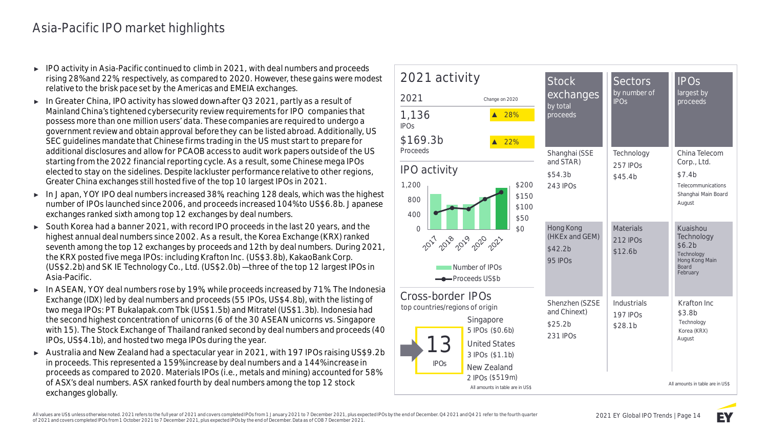# Asia-Pacific IPO market highlights

- IPO activity in Asia-Pacific continued to climb in 2021, with deal numbers and proceeds rising 28% and 22%, respectively, as compared to 2020. However, these gains were modest relative to the brisk pace set by the Americas and EMEIA exchanges.
- In Greater China, IPO activity has slowed down after Q3 2021, partly as a result of Mainland China's tightened cybersecurity review requirements for IPO companies that possess more than one million users' data. These companies are required to undergo a government review and obtain approval before they can be listed abroad. Additionally, US SEC guidelines mandate that Chinese firms trading in the US must start to prepare for additional disclosures and allow for PCAOB access to audit work papers outside of the US starting from the 2022 financial reporting cycle. As a result, some Chinese mega IPOs elected to stay on the sidelines. Despite lackluster performance relative to other regions, Greater China exchanges still hosted five of the top 10 largest IPOs in 2021.
- In Japan, YOY IPO deal numbers increased 38%, reaching 128 deals, which was the highest number of IPOs launched since 2006, and proceeds increased 104% to US$6.8b. Japanese exchanges ranked sixth among top 12 exchanges by deal numbers.
- South Korea had a banner 2021, with record IPO proceeds in the last 20 years, and the highest annual deal numbers since 2002. As a result, the Korea Exchange (KRX) ranked seventh among the top 12 exchanges by proceeds and 12th by deal numbers. During 2021, the KRX posted five mega IPOs: including Krafton Inc. (US$3.8b), KakaoBank Corp. (US$2.2b) and SK IE Technology Co., Ltd. (US$2.0b) — three of the top 12 largest IPOs in Asia-Pacific.
- In ASEAN, YOY deal numbers rose by 19%, while proceeds increased by 71%. The Indonesia Exchange (IDX) led by deal numbers and proceeds (55 IPOs, US$4.8b), with the listing of two mega IPOs: PT Bukalapak.com Tbk (US$1.5b) and Mitratel (US$1.3b). Indonesia had the second highest concentration of unicorns (6 of the 30 ASEAN unicorns vs. Singapore with 15). The Stock Exchange of Thailand ranked second by deal numbers and proceeds (40 IPOs, US$4.1b), and hosted two mega IPOs during the year.
- Australia and New Zealand had a spectacular year in 2021, with 197 IPOs raising US$9.2b in proceeds. This represented a 159% increase by deal numbers and a 144% increase in proceeds as compared to 2020. Materials IPOs (i.e., metals and mining) accounted for 58% of ASX's deal numbers. ASX ranked fourth by deal numbers among the top 12 stock exchanges globally.

## 2021 activity

| 2021 | Change on 2020 |
|---|---|
| 1,136 IPOs | ▲ 28% |
| $169.3b Proceeds | ▲ 22% |

### IPO activity

Chart: Number of IPOs (left axis 0–1,200) and Proceeds US$b (right axis $0–$200), 2017–2021.

### Cross-border IPOs

top countries/regions of origin

**13** IPOs

- Singapore: 5 IPOs ($0.6b)
- United States: 3 IPOs ($1.1b)
- New Zealand: 2 IPOs ($519m)

All amounts in table are in US$

| Stock exchanges by total proceeds | Sectors by number of IPOs | IPOs largest by proceeds |
|---|---|---|
| Shanghai (SSE and STAR) $54.3b 243 IPOs | Technology 257 IPOs $45.4b | China Telecom Corp., Ltd. $7.4b Telecommunications Shanghai Main Board August |
| Hong Kong (HKEx and GEM) $42.2b 95 IPOs | Materials 212 IPOs $12.6b | Kuaishou Technology $6.2b Technology Hong Kong Main Board February |
| Shenzhen (SZSE and Chinext) $25.2b 231 IPOs | Industrials 197 IPOs $28.1b | Krafton Inc $3.8b Technology Korea (KRX) August |

All amounts in table are in US$

All values are US$ unless otherwise noted. 2021 refers to the full year of 2021 and covers completed IPOs from 1 January 2021 to 7 December 2021, plus expected IPOs by the end of December. Q4 2021 and Q4 21 refer to the fourth quarter of 2021 and covers completed IPOs from 1 October 2021 to 7 December 2021, plus expected IPOs by the end of December. Data as of COB 7 December 2021.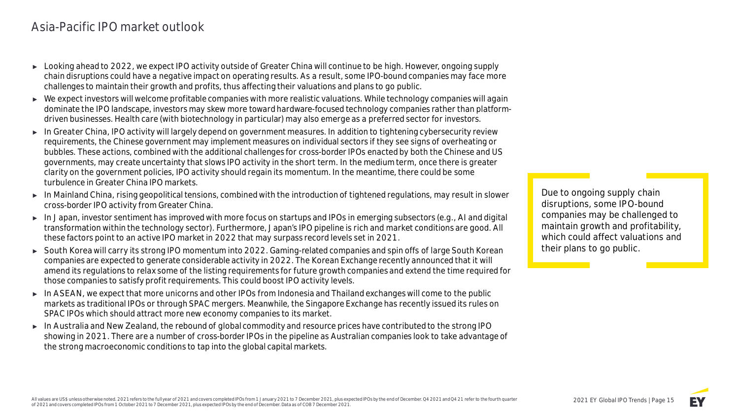# Asia-Pacific IPO market outlook

- Looking ahead to 2022, we expect IPO activity outside of Greater China will continue to be high. However, ongoing supply chain disruptions could have a negative impact on operating results. As a result, some IPO-bound companies may face more challenges to maintain their growth and profits, thus affecting their valuations and plans to go public.
- We expect investors will welcome profitable companies with more realistic valuations. While technology companies will again dominate the IPO landscape, investors may skew more toward hardware-focused technology companies rather than platform-driven businesses. Health care (with biotechnology in particular) may also emerge as a preferred sector for investors.
- In Greater China, IPO activity will largely depend on government measures. In addition to tightening cybersecurity review requirements, the Chinese government may implement measures on individual sectors if they see signs of overheating or bubbles. These actions, combined with the additional challenges for cross-border IPOs enacted by both the Chinese and US governments, may create uncertainty that slows IPO activity in the short term. In the medium term, once there is greater clarity on the government policies, IPO activity should regain its momentum. In the meantime, there could be some turbulence in Greater China IPO markets.
- In Mainland China, rising geopolitical tensions, combined with the introduction of tightened regulations, may result in slower cross-border IPO activity from Greater China.
- In Japan, investor sentiment has improved with more focus on startups and IPOs in emerging subsectors (e.g., AI and digital transformation within the technology sector). Furthermore, Japan's IPO pipeline is rich and market conditions are good. All these factors point to an active IPO market in 2022 that may surpass record levels set in 2021.
- South Korea will carry its strong IPO momentum into 2022. Gaming-related companies and spin offs of large South Korean companies are expected to generate considerable activity in 2022. The Korean Exchange recently announced that it will amend its regulations to relax some of the listing requirements for future growth companies and extend the time required for those companies to satisfy profit requirements. This could boost IPO activity levels.
- In ASEAN, we expect that more unicorns and other IPOs from Indonesia and Thailand exchanges will come to the public markets as traditional IPOs or through SPAC mergers. Meanwhile, the Singapore Exchange has recently issued its rules on SPAC IPOs which should attract more new economy companies to its market.
- In Australia and New Zealand, the rebound of global commodity and resource prices have contributed to the strong IPO showing in 2021. There are a number of cross-border IPOs in the pipeline as Australian companies look to take advantage of the strong macroeconomic conditions to tap into the global capital markets.

> Due to ongoing supply chain disruptions, some IPO-bound companies may be challenged to maintain growth and profitability, which could affect valuations and their plans to go public.

All values are US$ unless otherwise noted. 2021 refers to the full year of 2021 and covers completed IPOs from 1 January 2021 to 7 December 2021, plus expected IPOs by the end of December. Q4 2021 and Q4 21 refer to the fourth quarter of 2021 and covers completed IPOs from 1 October 2021 to 7 December 2021, plus expected IPOs by the end of December. Data as of COB 7 December 2021.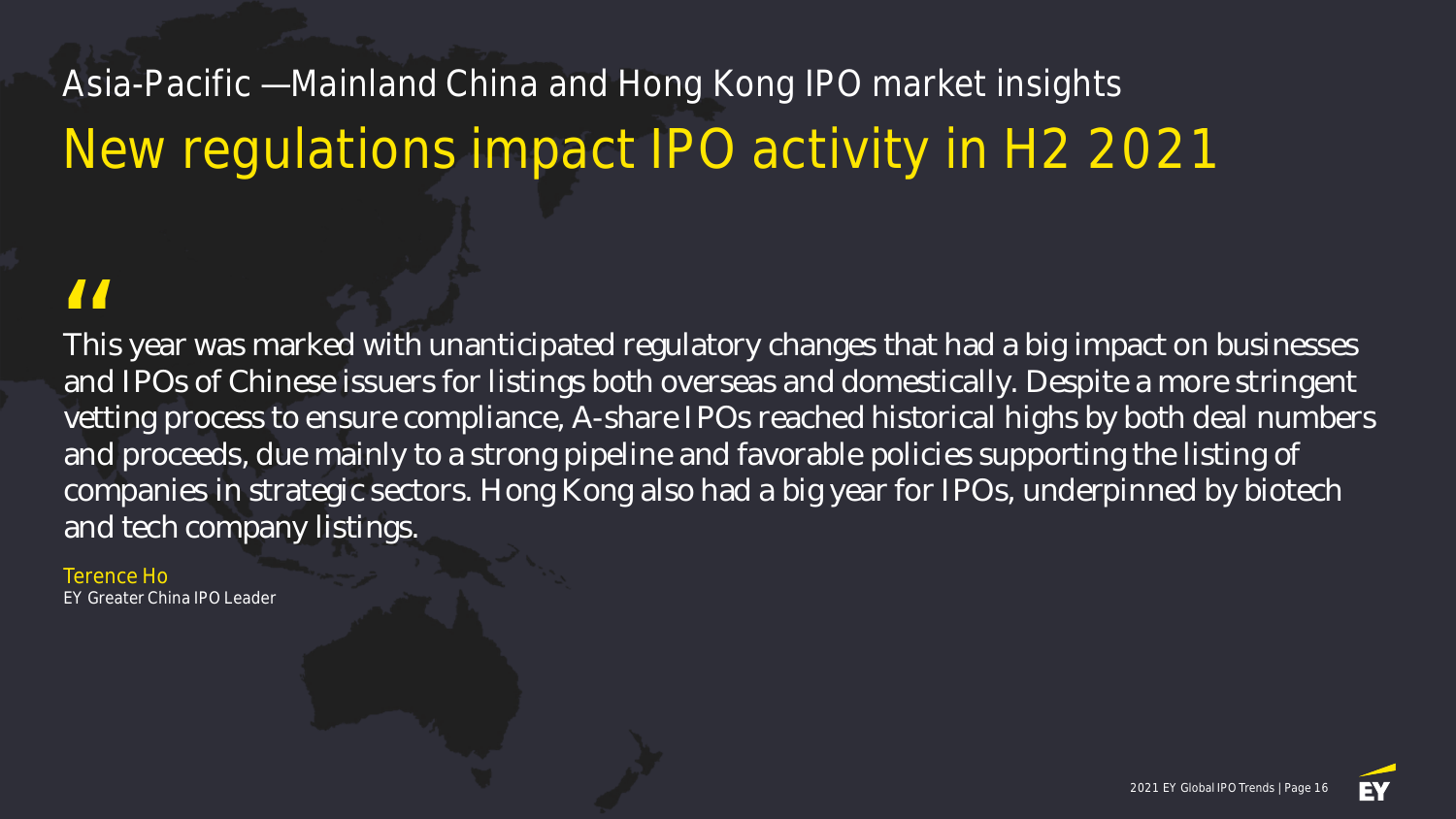## Asia-Pacific —Mainland China and Hong Kong IPO market insights

# New regulations impact IPO activity in H2 2021

> "This year was marked with unanticipated regulatory changes that had a big impact on businesses and IPOs of Chinese issuers for listings both overseas and domestically. Despite a more stringent vetting process to ensure compliance, A-share IPOs reached historical highs by both deal numbers and proceeds, due mainly to a strong pipeline and favorable policies supporting the listing of companies in strategic sectors. Hong Kong also had a big year for IPOs, underpinned by biotech and tech company listings.

Terence Ho
EY Greater China IPO Leader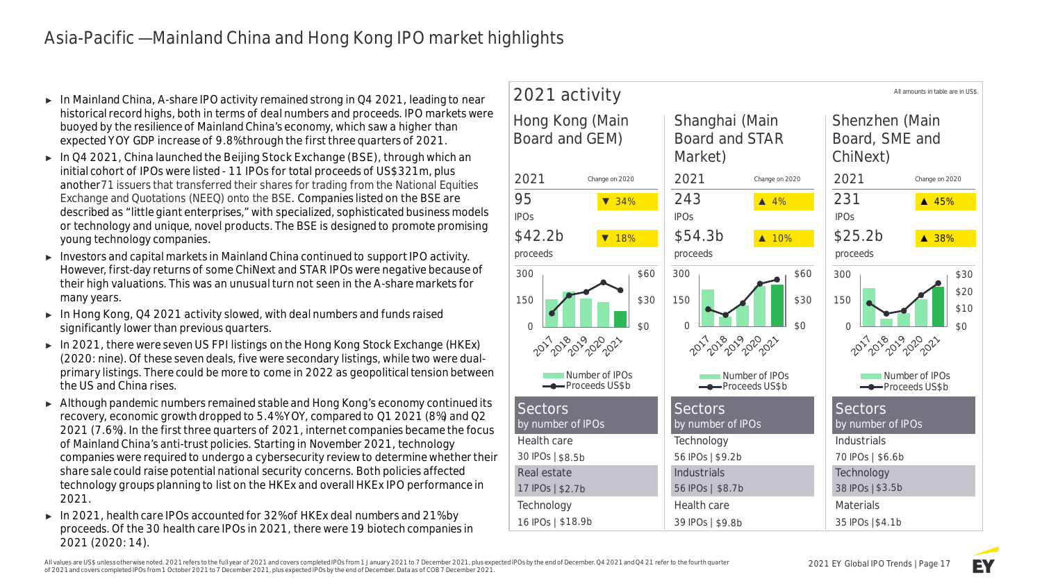# Asia-Pacific —Mainland China and Hong Kong IPO market highlights

- In Mainland China, A-share IPO activity remained strong in Q4 2021, leading to near historical record highs, both in terms of deal numbers and proceeds. IPO markets were buoyed by the resilience of Mainland China's economy, which saw a higher than expected YOY GDP increase of 9.8% through the first three quarters of 2021.
- In Q4 2021, China launched the Beijing Stock Exchange (BSE), through which an initial cohort of IPOs were listed - 11 IPOs for total proceeds of US$321m, plus another 71 issuers that transferred their shares for trading from the National Equities Exchange and Quotations (NEEQ) onto the BSE. Companies listed on the BSE are described as "little giant enterprises," with specialized, sophisticated business models or technology and unique, novel products. The BSE is designed to promote promising young technology companies.
- Investors and capital markets in Mainland China continued to support IPO activity. However, first-day returns of some ChiNext and STAR IPOs were negative because of their high valuations. This was an unusual turn not seen in the A-share markets for many years.
- In Hong Kong, Q4 2021 activity slowed, with deal numbers and funds raised significantly lower than previous quarters.
- In 2021, there were seven US FPI listings on the Hong Kong Stock Exchange (HKEx) (2020: nine). Of these seven deals, five were secondary listings, while two were dual-primary listings. There could be more to come in 2022 as geopolitical tension between the US and China rises.
- Although pandemic numbers remained stable and Hong Kong's economy continued its recovery, economic growth dropped to 5.4% YOY, compared to Q1 2021 (8%) and Q2 2021 (7.6%). In the first three quarters of 2021, internet companies became the focus of Mainland China's anti-trust policies. Starting in November 2021, technology companies were required to undergo a cybersecurity review to determine whether their share sale could raise potential national security concerns. Both policies affected technology groups planning to list on the HKEx and overall HKEx IPO performance in 2021.
- In 2021, health care IPOs accounted for 32% of HKEx deal numbers and 21% by proceeds. Of the 30 health care IPOs in 2021, there were 19 biotech companies in 2021 (2020: 14).

## 2021 activity

All amounts in table are in US$.

| | Hong Kong (Main Board and GEM) | Shanghai (Main Board and STAR Market) | Shenzhen (Main Board, SME and ChiNext) |
|---|---|---|---|
| 2021 IPOs | 95 | 243 | 231 |
| Change on 2020 | ▼ 34% | ▲ 4% | ▲ 45% |
| 2021 proceeds | $42.2b | $54.3b | $25.2b |
| Change on 2020 | ▼ 18% | ▲ 10% | ▲ 38% |

Chart legend: Number of IPOs; Proceeds US$b (2017–2021)

**Sectors by number of IPOs**

| Hong Kong (Main Board and GEM) | Shanghai (Main Board and STAR Market) | Shenzhen (Main Board, SME and ChiNext) |
|---|---|---|
| Health care: 30 IPOs \| $8.5b | Technology: 56 IPOs \| $9.2b | Industrials: 70 IPOs \| $6.6b |
| Real estate: 17 IPOs \| $2.7b | Industrials: 56 IPOs \| $8.7b | Technology: 38 IPOs \| $3.5b |
| Technology: 16 IPOs \| $18.9b | Health care: 39 IPOs \| $9.8b | Materials: 35 IPOs \| $4.1b |

All values are US$ unless otherwise noted. 2021 refers to the full year of 2021 and covers completed IPOs from 1 January 2021 to 7 December 2021, plus expected IPOs by the end of December. Q4 2021 and Q4 21 refer to the fourth quarter of 2021 and covers completed IPOs from 1 October 2021 to 7 December 2021, plus expected IPOs by the end of December. Data as of COB 7 December 2021.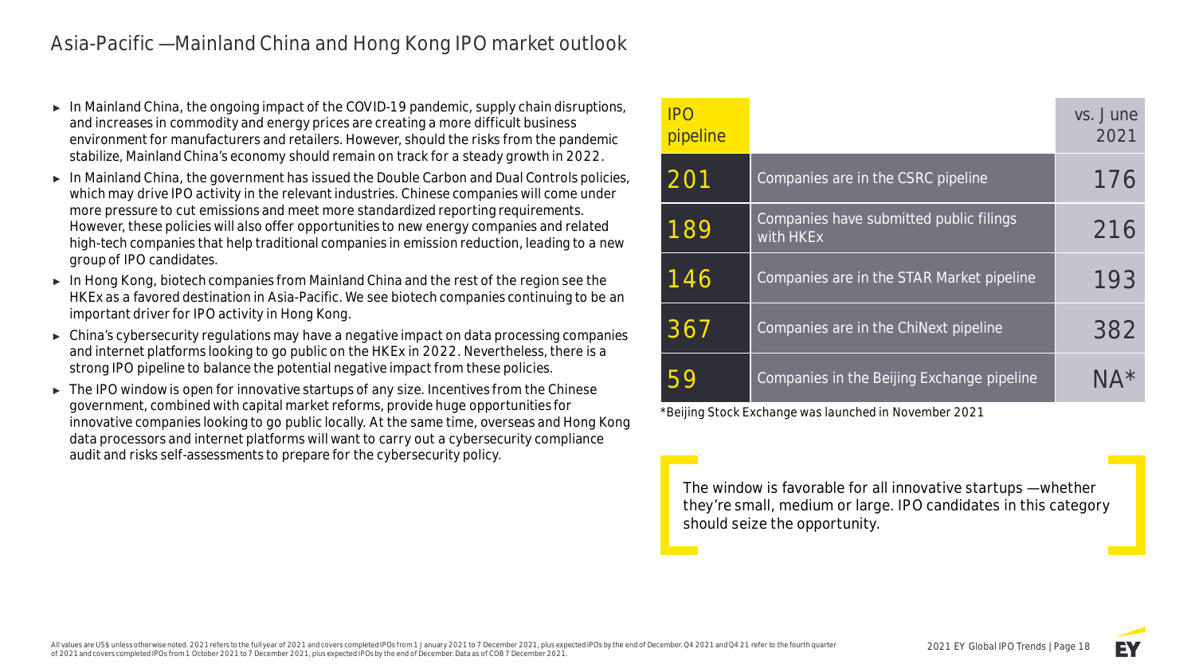# Asia-Pacific — Mainland China and Hong Kong IPO market outlook

- In Mainland China, the ongoing impact of the COVID-19 pandemic, supply chain disruptions, and increases in commodity and energy prices are creating a more difficult business environment for manufacturers and retailers. However, should the risks from the pandemic stabilize, Mainland China's economy should remain on track for a steady growth in 2022.
- In Mainland China, the government has issued the Double Carbon and Dual Controls policies, which may drive IPO activity in the relevant industries. Chinese companies will come under more pressure to cut emissions and meet more standardized reporting requirements. However, these policies will also offer opportunities to new energy companies and related high-tech companies that help traditional companies in emission reduction, leading to a new group of IPO candidates.
- In Hong Kong, biotech companies from Mainland China and the rest of the region see the HKEx as a favored destination in Asia-Pacific. We see biotech companies continuing to be an important driver for IPO activity in Hong Kong.
- China's cybersecurity regulations may have a negative impact on data processing companies and internet platforms looking to go public on the HKEx in 2022. Nevertheless, there is a strong IPO pipeline to balance the potential negative impact from these policies.
- The IPO window is open for innovative startups of any size. Incentives from the Chinese government, combined with capital market reforms, provide huge opportunities for innovative companies looking to go public locally. At the same time, overseas and Hong Kong data processors and internet platforms will want to carry out a cybersecurity compliance audit and risks self-assessments to prepare for the cybersecurity policy.

| IPO pipeline | | vs. June 2021 |
|---|---|---|
| 201 | Companies are in the CSRC pipeline | 176 |
| 189 | Companies have submitted public filings with HKEx | 216 |
| 146 | Companies are in the STAR Market pipeline | 193 |
| 367 | Companies are in the ChiNext pipeline | 382 |
| 59 | Companies in the Beijing Exchange pipeline | NA* |

*Beijing Stock Exchange was launched in November 2021

> The window is favorable for all innovative startups — whether they're small, medium or large. IPO candidates in this category should seize the opportunity.

All values are US$ unless otherwise noted. 2021 refers to the full year of 2021 and covers completed IPOs from 1 January 2021 to 7 December 2021, plus expected IPOs by the end of December. Q4 2021 and Q4 21 refer to the fourth quarter of 2021 and covers completed IPOs from 1 October 2021 to 7 December 2021, plus expected IPOs by the end of December. Data as of COB 7 December 2021.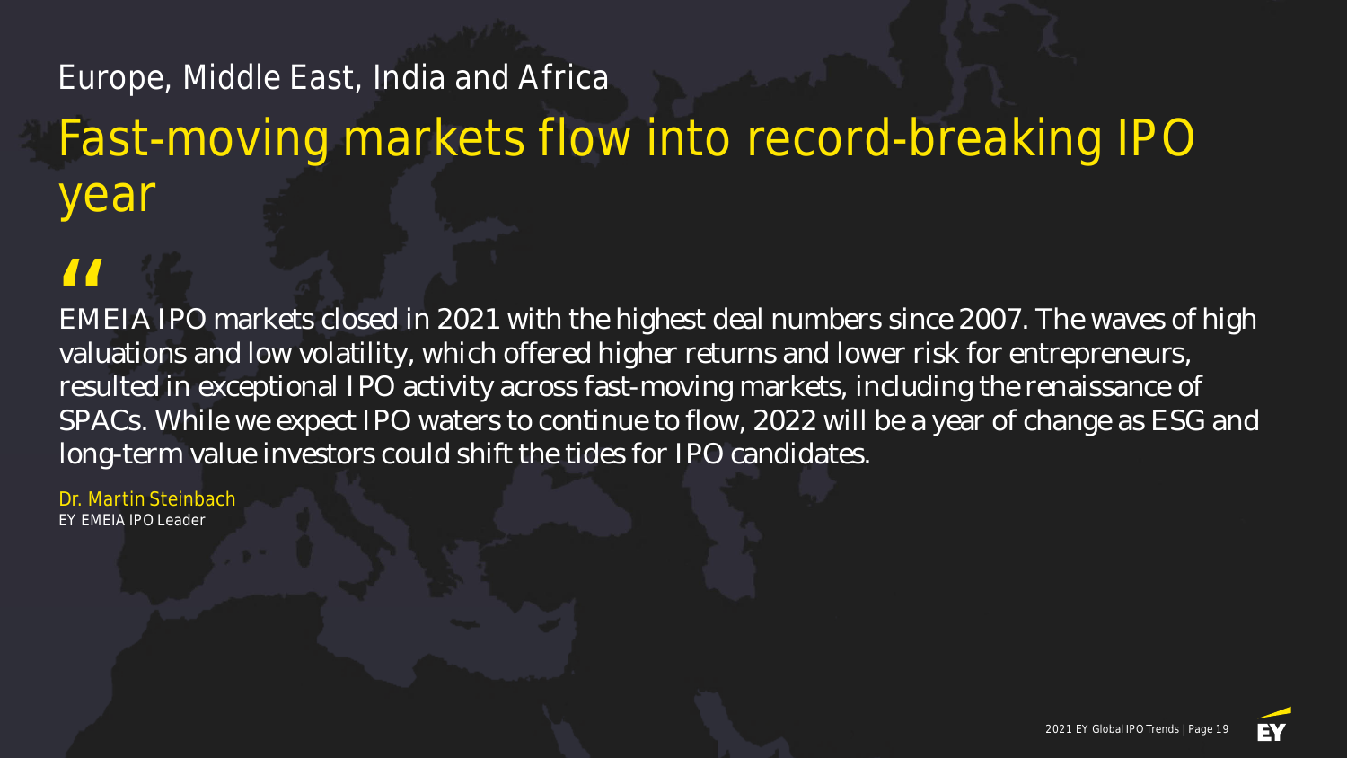Europe, Middle East, India and Africa

# Fast-moving markets flow into record-breaking IPO year

> “
>
> EMEIA IPO markets closed in 2021 with the highest deal numbers since 2007. The waves of high valuations and low volatility, which offered higher returns and lower risk for entrepreneurs, resulted in exceptional IPO activity across fast-moving markets, including the renaissance of SPACs. While we expect IPO waters to continue to flow, 2022 will be a year of change as ESG and long-term value investors could shift the tides for IPO candidates.

Dr. Martin Steinbach
EY EMEIA IPO Leader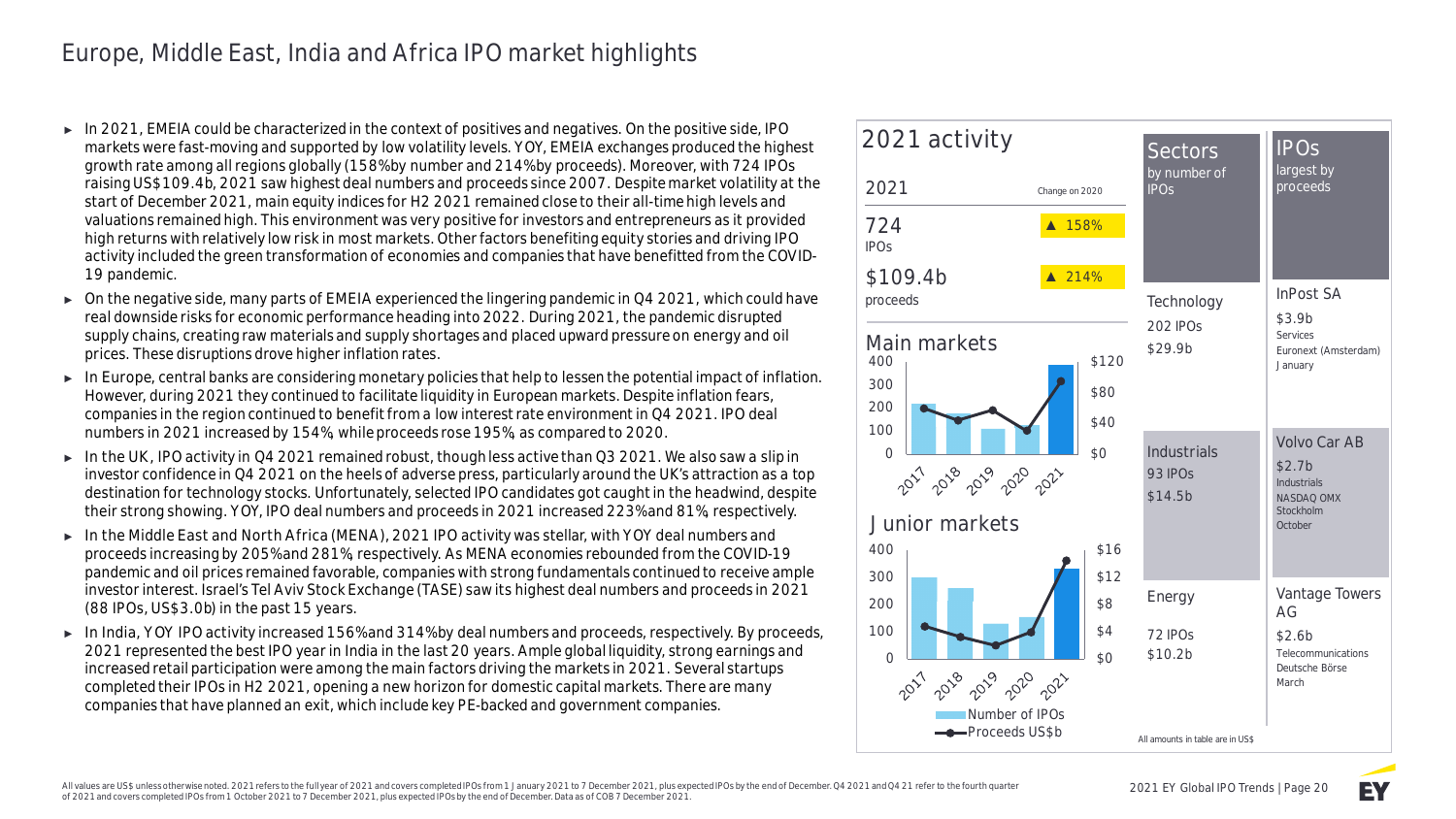# Europe, Middle East, India and Africa IPO market highlights

- In 2021, EMEIA could be characterized in the context of positives and negatives. On the positive side, IPO markets were fast-moving and supported by low volatility levels. YOY, EMEIA exchanges produced the highest growth rate among all regions globally (158% by number and 214% by proceeds). Moreover, with 724 IPOs raising US$109.4b, 2021 saw highest deal numbers and proceeds since 2007. Despite market volatility at the start of December 2021, main equity indices for H2 2021 remained close to their all-time high levels and valuations remained high. This environment was very positive for investors and entrepreneurs as it provided high returns with relatively low risk in most markets. Other factors benefiting equity stories and driving IPO activity included the green transformation of economies and companies that have benefitted from the COVID-19 pandemic.
- On the negative side, many parts of EMEIA experienced the lingering pandemic in Q4 2021, which could have real downside risks for economic performance heading into 2022. During 2021, the pandemic disrupted supply chains, creating raw materials and supply shortages and placed upward pressure on energy and oil prices. These disruptions drove higher inflation rates.
- In Europe, central banks are considering monetary policies that help to lessen the potential impact of inflation. However, during 2021 they continued to facilitate liquidity in European markets. Despite inflation fears, companies in the region continued to benefit from a low interest rate environment in Q4 2021. IPO deal numbers in 2021 increased by 154%, while proceeds rose 195%, as compared to 2020.
- In the UK, IPO activity in Q4 2021 remained robust, though less active than Q3 2021. We also saw a slip in investor confidence in Q4 2021 on the heels of adverse press, particularly around the UK's attraction as a top destination for technology stocks. Unfortunately, selected IPO candidates got caught in the headwind, despite their strong showing. YOY, IPO deal numbers and proceeds in 2021 increased 223% and 81%, respectively.
- In the Middle East and North Africa (MENA), 2021 IPO activity was stellar, with YOY deal numbers and proceeds increasing by 205% and 281%, respectively. As MENA economies rebounded from the COVID-19 pandemic and oil prices remained favorable, companies with strong fundamentals continued to receive ample investor interest. Israel's Tel Aviv Stock Exchange (TASE) saw its highest deal numbers and proceeds in 2021 (88 IPOs, US$3.0b) in the past 15 years.
- In India, YOY IPO activity increased 156% and 314% by deal numbers and proceeds, respectively. By proceeds, 2021 represented the best IPO year in India in the last 20 years. Ample global liquidity, strong earnings and increased retail participation were among the main factors driving the markets in 2021. Several startups completed their IPOs in H2 2021, opening a new horizon for domestic capital markets. There are many companies that have planned an exit, which include key PE-backed and government companies.

## 2021 activity

| 2021 | Change on 2020 |
|---|---|
| 724 IPOs | ▲ 158% |
| $109.4b proceeds | ▲ 214% |

### Main markets

### Junior markets

Number of IPOs / Proceeds US$b

| Sectors by number of IPOs | IPOs largest by proceeds |
|---|---|
| Technology<br>202 IPOs<br>$29.9b | InPost SA<br>$3.9b<br>Services<br>Euronext (Amsterdam)<br>January |
| Industrials<br>93 IPOs<br>$14.5b | Volvo Car AB<br>$2.7b<br>Industrials<br>NASDAQ OMX Stockholm<br>October |
| Energy<br>72 IPOs<br>$10.2b | Vantage Towers AG<br>$2.6b<br>Telecommunications<br>Deutsche Börse<br>March |

All amounts in table are in US$

All values are US$ unless otherwise noted. 2021 refers to the full year of 2021 and covers completed IPOs from 1 January 2021 to 7 December 2021, plus expected IPOs by the end of December. Q4 2021 and Q4 21 refer to the fourth quarter of 2021 and covers completed IPOs from 1 October 2021 to 7 December 2021, plus expected IPOs by the end of December. Data as of COB 7 December 2021.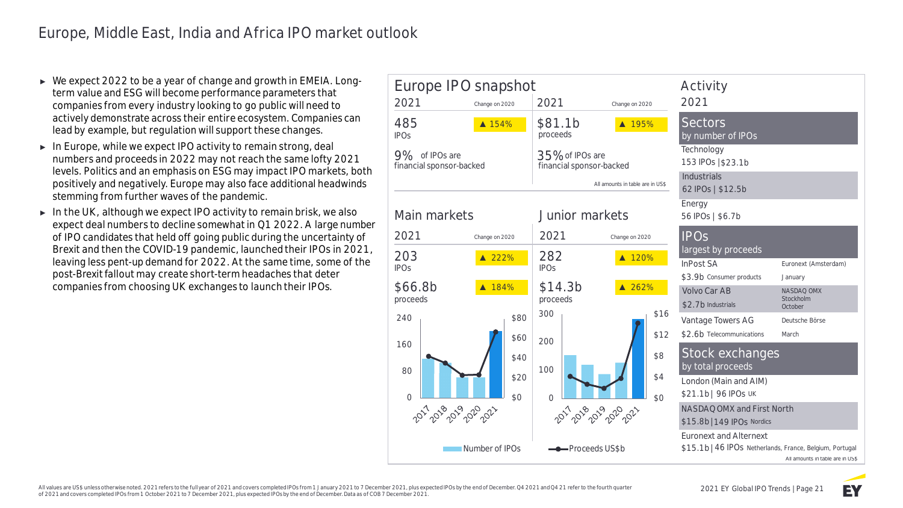# Europe, Middle East, India and Africa IPO market outlook

- We expect 2022 to be a year of change and growth in EMEIA. Long-term value and ESG will become performance parameters that companies from every industry looking to go public will need to actively demonstrate across their entire ecosystem. Companies can lead by example, but regulation will support these changes.
- In Europe, while we expect IPO activity to remain strong, deal numbers and proceeds in 2022 may not reach the same lofty 2021 levels. Politics and an emphasis on ESG may impact IPO markets, both positively and negatively. Europe may also face additional headwinds stemming from further waves of the pandemic.
- In the UK, although we expect IPO activity to remain brisk, we also expect deal numbers to decline somewhat in Q1 2022. A large number of IPO candidates that held off going public during the uncertainty of Brexit and then the COVID-19 pandemic, launched their IPOs in 2021, leaving less pent-up demand for 2022. At the same time, some of the post-Brexit fallout may create short-term headaches that deter companies from choosing UK exchanges to launch their IPOs.

## Europe IPO snapshot

| 2021 | Change on 2020 | 2021 | Change on 2020 |
|---|---|---|---|
| 485 IPOs | ▲ 154% | $81.1b proceeds | ▲ 195% |
| 9% of IPOs are financial sponsor-backed | | 35% of IPOs are financial sponsor-backed | |

All amounts in table are in US$

### Main markets

| 2021 | Change on 2020 |
|---|---|
| 203 IPOs | ▲ 222% |
| $66.8b proceeds | ▲ 184% |

### Junior markets

| 2021 | Change on 2020 |
|---|---|
| 282 IPOs | ▲ 120% |
| $14.3b proceeds | ▲ 262% |

Number of IPOs — Proceeds US$b

## Activity

2021

### Sectors by number of IPOs

| Sector | IPOs | Proceeds |
|---|---|---|
| Technology | 153 IPOs | $23.1b |
| Industrials | 62 IPOs | $12.5b |
| Energy | 56 IPOs | $6.7b |

### IPOs largest by proceeds

| Company | Proceeds | Sector | Exchange | Month |
|---|---|---|---|---|
| InPost SA | $3.9b | Consumer products | Euronext (Amsterdam) | January |
| Volvo Car AB | $2.7b | Industrials | NASDAQ OMX Stockholm | October |
| Vantage Towers AG | $2.6b | Telecommunications | Deutsche Börse | March |

### Stock exchanges by total proceeds

| Exchange | Proceeds | IPOs | Region |
|---|---|---|---|
| London (Main and AIM) | $21.1b | 96 IPOs | UK |
| NASDAQ OMX and First North | $15.8b | 149 IPOs | Nordics |
| Euronext and Alternext | $15.1b | 46 IPOs | Netherlands, France, Belgium, Portugal |

All amounts in table are in US$

All values are US$ unless otherwise noted. 2021 refers to the full year of 2021 and covers completed IPOs from 1 January 2021 to 7 December 2021, plus expected IPOs by the end of December. Q4 2021 and Q4 21 refer to the fourth quarter of 2021 and covers completed IPOs from 1 October 2021 to 7 December 2021, plus expected IPOs by the end of December. Data as of COB 7 December 2021.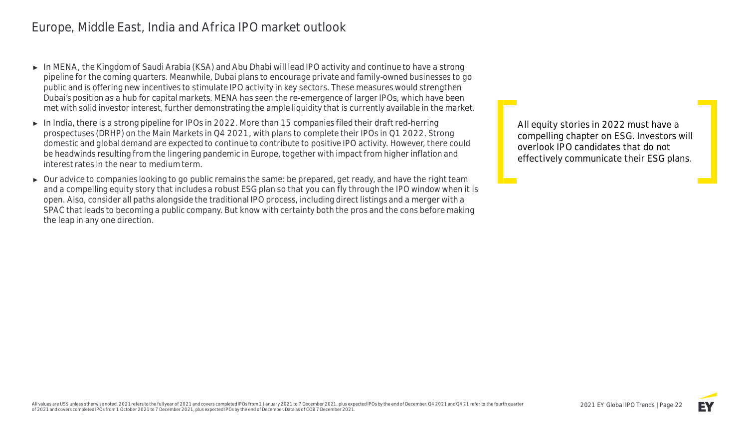# Europe, Middle East, India and Africa IPO market outlook

- In MENA, the Kingdom of Saudi Arabia (KSA) and Abu Dhabi will lead IPO activity and continue to have a strong pipeline for the coming quarters. Meanwhile, Dubai plans to encourage private and family-owned businesses to go public and is offering new incentives to stimulate IPO activity in key sectors. These measures would strengthen Dubai's position as a hub for capital markets. MENA has seen the re-emergence of larger IPOs, which have been met with solid investor interest, further demonstrating the ample liquidity that is currently available in the market.
- In India, there is a strong pipeline for IPOs in 2022. More than 15 companies filed their draft red-herring prospectuses (DRHP) on the Main Markets in Q4 2021, with plans to complete their IPOs in Q1 2022. Strong domestic and global demand are expected to continue to contribute to positive IPO activity. However, there could be headwinds resulting from the lingering pandemic in Europe, together with impact from higher inflation and interest rates in the near to medium term.
- Our advice to companies looking to go public remains the same: be prepared, get ready, and have the right team and a compelling equity story that includes a robust ESG plan so that you can fly through the IPO window when it is open. Also, consider all paths alongside the traditional IPO process, including direct listings and a merger with a SPAC that leads to becoming a public company. But know with certainty both the pros and the cons before making the leap in any one direction.

> All equity stories in 2022 must have a compelling chapter on ESG. Investors will overlook IPO candidates that do not effectively communicate their ESG plans.

All values are US$ unless otherwise noted. 2021 refers to the full year of 2021 and covers completed IPOs from 1 January 2021 to 7 December 2021, plus expected IPOs by the end of December. Q4 2021 and Q4 21 refer to the fourth quarter of 2021 and covers completed IPOs from 1 October 2021 to 7 December 2021, plus expected IPOs by the end of December. Data as of COB 7 December 2021.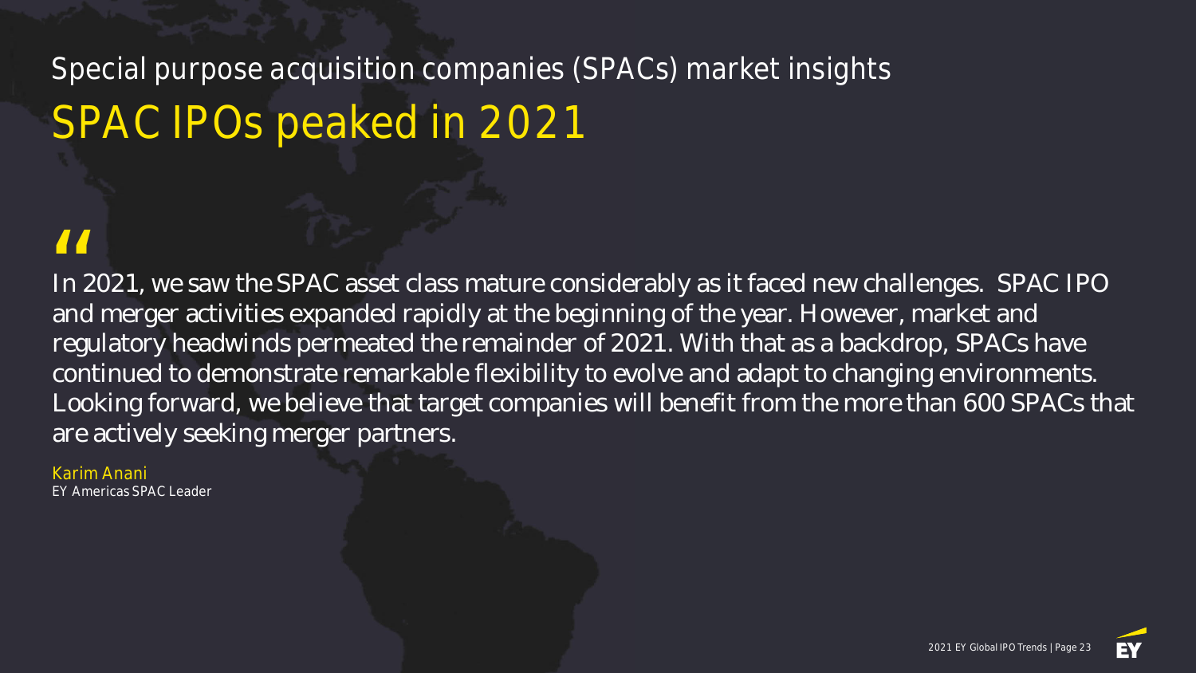## Special purpose acquisition companies (SPACs) market insights

# SPAC IPOs peaked in 2021

"

In 2021, we saw the SPAC asset class mature considerably as it faced new challenges. SPAC IPO and merger activities expanded rapidly at the beginning of the year. However, market and regulatory headwinds permeated the remainder of 2021. With that as a backdrop, SPACs have continued to demonstrate remarkable flexibility to evolve and adapt to changing environments. Looking forward, we believe that target companies will benefit from the more than 600 SPACs that are actively seeking merger partners.

Karim Anani
EY Americas SPAC Leader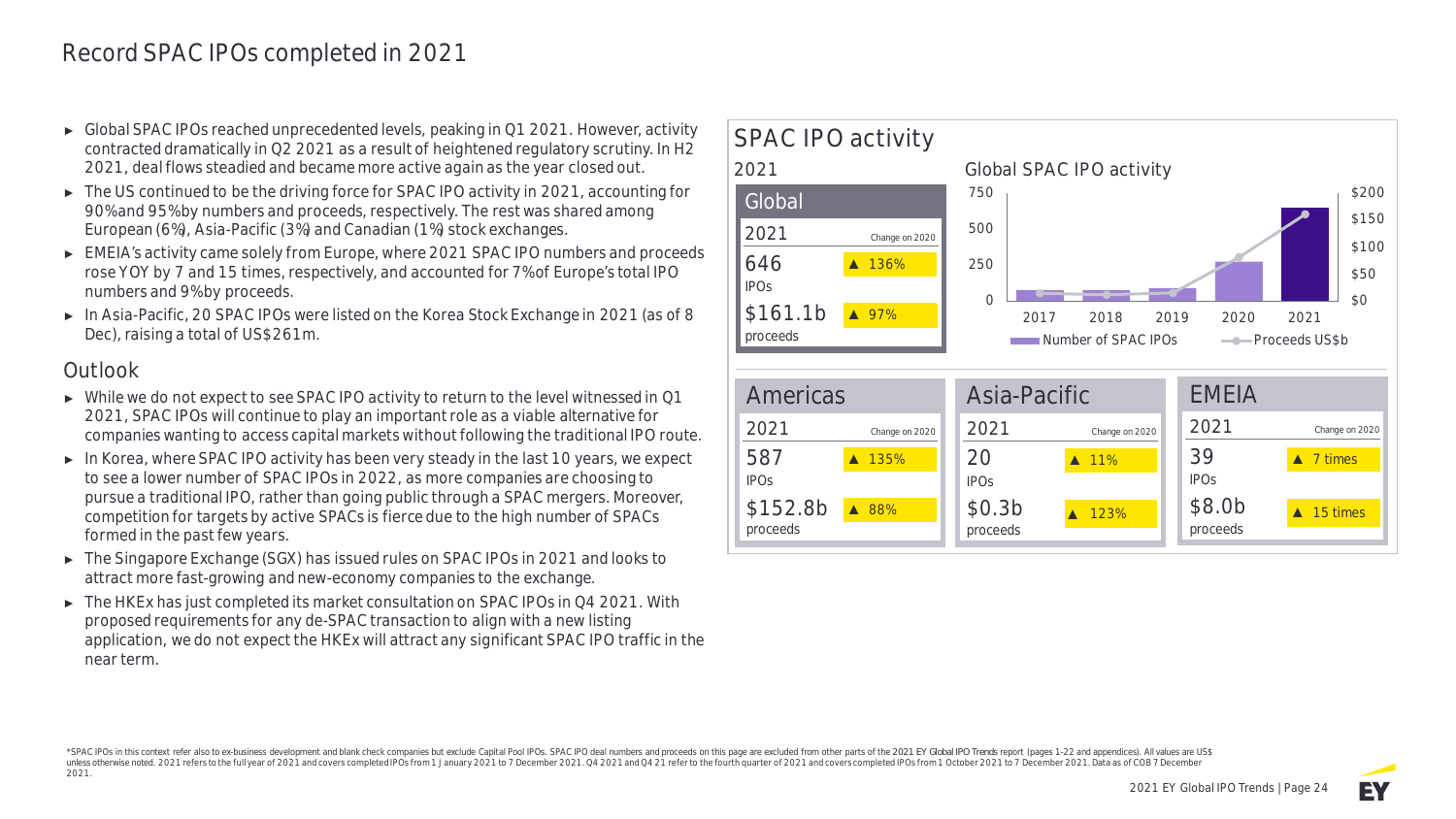# Record SPAC IPOs completed in 2021

- Global SPAC IPOs reached unprecedented levels, peaking in Q1 2021. However, activity contracted dramatically in Q2 2021 as a result of heightened regulatory scrutiny. In H2 2021, deal flows steadied and became more active again as the year closed out.
- The US continued to be the driving force for SPAC IPO activity in 2021, accounting for 90% and 95% by numbers and proceeds, respectively. The rest was shared among European (6%), Asia-Pacific (3%) and Canadian (1%) stock exchanges.
- EMEIA's activity came solely from Europe, where 2021 SPAC IPO numbers and proceeds rose YOY by 7 and 15 times, respectively, and accounted for 7% of Europe's total IPO numbers and 9% by proceeds.
- In Asia-Pacific, 20 SPAC IPOs were listed on the Korea Stock Exchange in 2021 (as of 8 Dec), raising a total of US$261m.

## Outlook

- While we do not expect to see SPAC IPO activity to return to the level witnessed in Q1 2021, SPAC IPOs will continue to play an important role as a viable alternative for companies wanting to access capital markets without following the traditional IPO route.
- In Korea, where SPAC IPO activity has been very steady in the last 10 years, we expect to see a lower number of SPAC IPOs in 2022, as more companies are choosing to pursue a traditional IPO, rather than going public through a SPAC mergers. Moreover, competition for targets by active SPACs is fierce due to the high number of SPACs formed in the past few years.
- The Singapore Exchange (SGX) has issued rules on SPAC IPOs in 2021 and looks to attract more fast-growing and new-economy companies to the exchange.
- The HKEx has just completed its market consultation on SPAC IPOs in Q4 2021. With proposed requirements for any de-SPAC transaction to align with a new listing application, we do not expect the HKEx will attract any significant SPAC IPO traffic in the near term.

## SPAC IPO activity

### 2021

| Region | 2021 IPOs | Change on 2020 | 2021 proceeds | Change on 2020 |
|---|---|---|---|---|
| Global | 646 | ▲ 136% | $161.1b | ▲ 97% |
| Americas | 587 | ▲ 135% | $152.8b | ▲ 88% |
| Asia-Pacific | 20 | ▲ 11% | $0.3b | ▲ 123% |
| EMEIA | 39 | ▲ 7 times | $8.0b | ▲ 15 times |

### Global SPAC IPO activity

Number of SPAC IPOs / Proceeds US$b (2017–2021)

*SPAC IPOs in this context refer also to ex-business development and blank check companies but exclude Capital Pool IPOs. SPAC IPO deal numbers and proceeds on this page are excluded from other parts of the 2021 *EY Global IPO Trends* report (pages 1-22 and appendices). All values are US$ unless otherwise noted. 2021 refers to the full year of 2021 and covers completed IPOs from 1 January 2021 to 7 December 2021. Q4 2021 and Q4 21 refer to the fourth quarter of 2021 and covers completed IPOs from 1 October 2021 to 7 December 2021. Data as of COB 7 December 2021.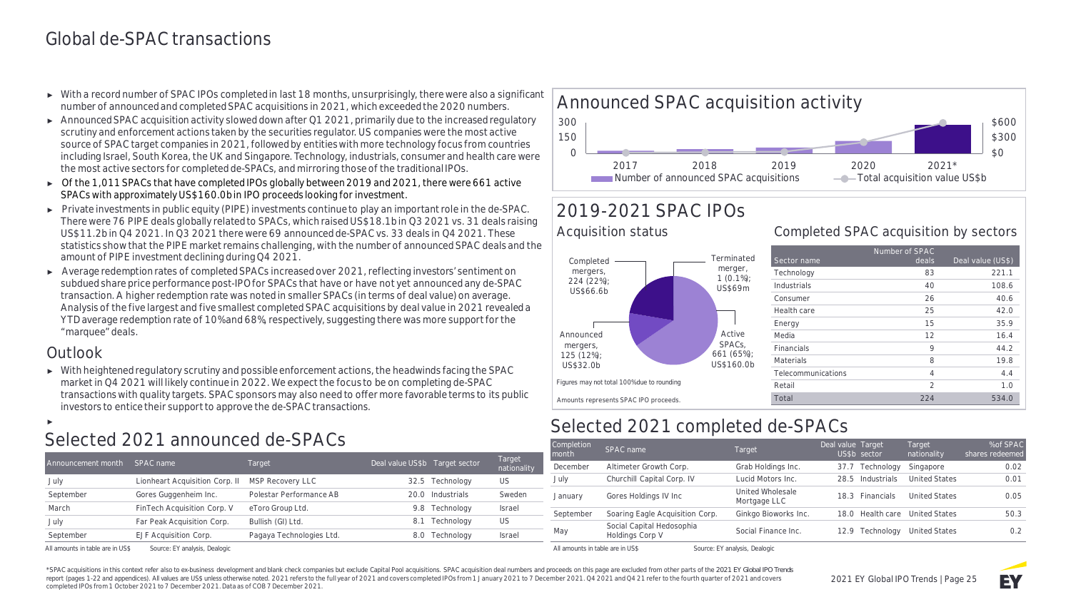# Global de-SPAC transactions

- With a record number of SPAC IPOs completed in last 18 months, unsurprisingly, there were also a significant number of announced and completed SPAC acquisitions in 2021, which exceeded the 2020 numbers.
- Announced SPAC acquisition activity slowed down after Q1 2021, primarily due to the increased regulatory scrutiny and enforcement actions taken by the securities regulator. US companies were the most active source of SPAC target companies in 2021, followed by entities with more technology focus from countries including Israel, South Korea, the UK and Singapore. Technology, industrials, consumer and health care were the most active sectors for completed de-SPACs, and mirroring those of the traditional IPOs.
- Of the 1,011 SPACs that have completed IPOs globally between 2019 and 2021, there were 661 active SPACs with approximately US$160.0b in IPO proceeds looking for investment.
- Private investments in public equity (PIPE) investments continue to play an important role in the de-SPAC. There were 76 PIPE deals globally related to SPACs, which raised US$18.1b in Q3 2021 vs. 31 deals raising US$11.2b in Q4 2021. In Q3 2021 there were 69 announced de-SPAC vs. 33 deals in Q4 2021. These statistics show that the PIPE market remains challenging, with the number of announced SPAC deals and the amount of PIPE investment declining during Q4 2021.
- Average redemption rates of completed SPACs increased over 2021, reflecting investors' sentiment on subdued share price performance post-IPO for SPACs that have or have not yet announced any de-SPAC transaction. A higher redemption rate was noted in smaller SPACs (in terms of deal value) on average. Analysis of the five largest and five smallest completed SPAC acquisitions by deal value in 2021 revealed a YTD average redemption rate of 10% and 68%, respectively, suggesting there was more support for the "marquee" deals.

## Outlook

- With heightened regulatory scrutiny and possible enforcement actions, the headwinds facing the SPAC market in Q4 2021 will likely continue in 2022. We expect the focus to be on completing de-SPAC transactions with quality targets. SPAC sponsors may also need to offer more favorable terms to its public investors to entice their support to approve the de-SPAC transactions.

## Announced SPAC acquisition activity

(Chart: Number of announced SPAC acquisitions (bars, axis 0–300) and Total acquisition value US$b (line, axis $0–$600), 2017, 2018, 2019, 2020, 2021*)

## 2019-2021 SPAC IPOs

### Acquisition status

- Completed mergers, 224 (22%); US$66.6b
- Terminated merger, 1 (0.1%); US$69m
- Announced mergers, 125 (12%); US$32.0b
- Active SPACs, 661 (65%); US$160.0b

Figures may not total 100% due to rounding

Amounts represents SPAC IPO proceeds.

### Completed SPAC acquisition by sectors

| Sector name | Number of SPAC deals | Deal value (US$) |
|---|---|---|
| Technology | 83 | 221.1 |
| Industrials | 40 | 108.6 |
| Consumer | 26 | 40.6 |
| Health care | 25 | 42.0 |
| Energy | 15 | 35.9 |
| Media | 12 | 16.4 |
| Financials | 9 | 44.2 |
| Materials | 8 | 19.8 |
| Telecommunications | 4 | 4.4 |
| Retail | 2 | 1.0 |
| Total | 224 | 534.0 |

## Selected 2021 announced de-SPACs

| Announcement month | SPAC name | Target | Deal value US$b | Target sector | Target nationality |
|---|---|---|---|---|---|
| July | Lionheart Acquisition Corp. II | MSP Recovery LLC | 32.5 | Technology | US |
| September | Gores Guggenheim Inc. | Polestar Performance AB | 20.0 | Industrials | Sweden |
| March | FinTech Acquisition Corp. V | eToro Group Ltd. | 9.8 | Technology | Israel |
| July | Far Peak Acquisition Corp. | Bullish (GI) Ltd. | 8.1 | Technology | US |
| September | EJF Acquisition Corp. | Pagaya Technologies Ltd. | 8.0 | Technology | Israel |

All amounts in table are in US$ Source: EY analysis, Dealogic

## Selected 2021 completed de-SPACs

| Completion month | SPAC name | Target | Deal value US$b | Target sector | Target nationality | % of SPAC shares redeemed |
|---|---|---|---|---|---|---|
| December | Altimeter Growth Corp. | Grab Holdings Inc. | 37.7 | Technology | Singapore | 0.02 |
| July | Churchill Capital Corp. IV | Lucid Motors Inc. | 28.5 | Industrials | United States | 0.01 |
| January | Gores Holdings IV Inc | United Wholesale Mortgage LLC | 18.3 | Financials | United States | 0.05 |
| September | Soaring Eagle Acquisition Corp. | Ginkgo Bioworks Inc. | 18.0 | Health care | United States | 50.3 |
| May | Social Capital Hedosophia Holdings Corp V | Social Finance Inc. | 12.9 | Technology | United States | 0.2 |

All amounts in table are in US$ Source: EY analysis, Dealogic

*SPAC acquisitions in this context refer also to ex-business development and blank check companies but exclude Capital Pool acquisitions. SPAC acquisition deal numbers and proceeds on this page are excluded from other parts of the 2021 EY Global IPO Trends report (pages 1-22 and appendices). All values are US$ unless otherwise noted. 2021 refers to the full year of 2021 and covers completed IPOs from 1 January 2021 to 7 December 2021. Q4 2021 and Q4 21 refer to the fourth quarter of 2021 and covers completed IPOs from 1 October 2021 to 7 December 2021. Data as of COB 7 December 2021.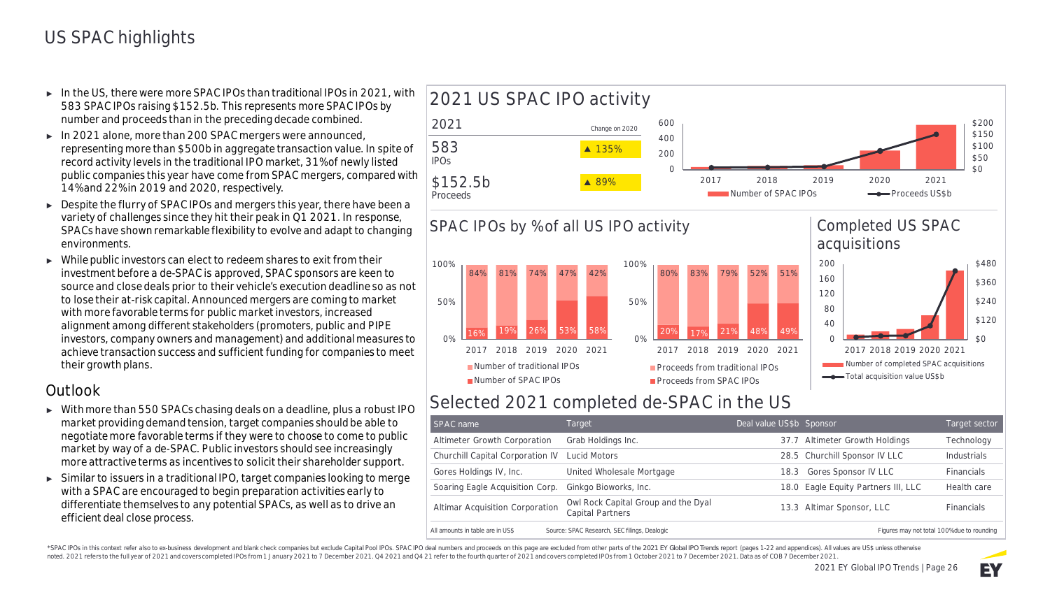# US SPAC highlights

- In the US, there were more SPAC IPOs than traditional IPOs in 2021, with 583 SPAC IPOs raising $152.5b. This represents more SPAC IPOs by number and proceeds than in the preceding decade combined.
- In 2021 alone, more than 200 SPAC mergers were announced, representing more than $500b in aggregate transaction value. In spite of record activity levels in the traditional IPO market, 31% of newly listed public companies this year have come from SPAC mergers, compared with 14% and 22% in 2019 and 2020, respectively.
- Despite the flurry of SPAC IPOs and mergers this year, there have been a variety of challenges since they hit their peak in Q1 2021. In response, SPACs have shown remarkable flexibility to evolve and adapt to changing environments.
- While public investors can elect to redeem shares to exit from their investment before a de-SPAC is approved, SPAC sponsors are keen to source and close deals prior to their vehicle's execution deadline so as not to lose their at-risk capital. Announced mergers are coming to market with more favorable terms for public market investors, increased alignment among different stakeholders (promoters, public and PIPE investors, company owners and management) and additional measures to achieve transaction success and sufficient funding for companies to meet their growth plans.

## Outlook

- With more than 550 SPACs chasing deals on a deadline, plus a robust IPO market providing demand tension, target companies should be able to negotiate more favorable terms if they were to choose to come to public market by way of a de-SPAC. Public investors should see increasingly more attractive terms as incentives to solicit their shareholder support.
- Similar to issuers in a traditional IPO, target companies looking to merge with a SPAC are encouraged to begin preparation activities early to differentiate themselves to any potential SPACs, as well as to drive an efficient deal close process.

## 2021 US SPAC IPO activity

| 2021 | Change on 2020 |
|---|---|
| 583 IPOs | ▲ 135% |
| $152.5b Proceeds | ▲ 89% |

Chart: Number of SPAC IPOs and Proceeds US$b, 2017–2021

## SPAC IPOs by % of all US IPO activity

| | 2017 | 2018 | 2019 | 2020 | 2021 |
|---|---|---|---|---|---|
| Number of traditional IPOs | 84% | 81% | 74% | 47% | 42% |
| Number of SPAC IPOs | 16% | 19% | 26% | 53% | 58% |

| | 2017 | 2018 | 2019 | 2020 | 2021 |
|---|---|---|---|---|---|
| Proceeds from traditional IPOs | 80% | 83% | 79% | 52% | 51% |
| Proceeds from SPAC IPOs | 20% | 17% | 21% | 48% | 49% |

## Completed US SPAC acquisitions

Chart: Number of completed SPAC acquisitions and Total acquisition value US$b, 2017–2021

## Selected 2021 completed de-SPAC in the US

| SPAC name | Target | Deal value US$b | Sponsor | Target sector |
|---|---|---|---|---|
| Altimeter Growth Corporation | Grab Holdings Inc. | 37.7 | Altimeter Growth Holdings | Technology |
| Churchill Capital Corporation IV | Lucid Motors | 28.5 | Churchill Sponsor IV LLC | Industrials |
| Gores Holdings IV, Inc. | United Wholesale Mortgage | 18.3 | Gores Sponsor IV LLC | Financials |
| Soaring Eagle Acquisition Corp. | Ginkgo Bioworks, Inc. | 18.0 | Eagle Equity Partners III, LLC | Health care |
| Altimar Acquisition Corporation | Owl Rock Capital Group and the Dyal Capital Partners | 13.3 | Altimar Sponsor, LLC | Financials |

All amounts in table are in US$ | Source: SPAC Research, SEC filings, Dealogic | Figures may not total 100% due to rounding

*SPAC IPOs in this context refer also to ex-business development and blank check companies but exclude Capital Pool IPOs. SPAC IPO deal numbers and proceeds on this page are excluded from other parts of the 2021 EY Global IPO Trends report (pages 1-22 and appendices). All values are US$ unless otherwise noted. 2021 refers to the full year of 2021 and covers completed IPOs from 1 January 2021 to 7 December 2021. Q4 2021 and Q4 21 refer to the fourth quarter of 2021 and covers completed IPOs from 1 October 2021 to 7 December 2021. Data as of COB 7 December 2021.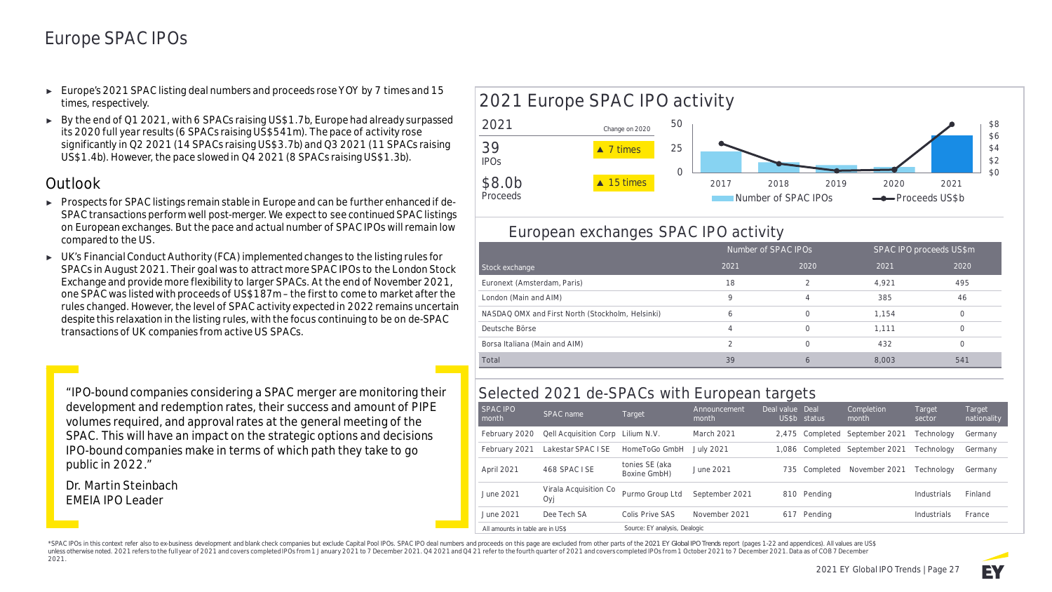# Europe SPAC IPOs

- Europe's 2021 SPAC listing deal numbers and proceeds rose YOY by 7 times and 15 times, respectively.
- By the end of Q1 2021, with 6 SPACs raising US$1.7b, Europe had already surpassed its 2020 full year results (6 SPACs raising US$541m). The pace of activity rose significantly in Q2 2021 (14 SPACs raising US$3.7b) and Q3 2021 (11 SPACs raising US$1.4b). However, the pace slowed in Q4 2021 (8 SPACs raising US$1.3b).

## Outlook

- Prospects for SPAC listings remain stable in Europe and can be further enhanced if de-SPAC transactions perform well post-merger. We expect to see continued SPAC listings on European exchanges. But the pace and actual number of SPAC IPOs will remain low compared to the US.
- UK's Financial Conduct Authority (FCA) implemented changes to the listing rules for SPACs in August 2021. Their goal was to attract more SPAC IPOs to the London Stock Exchange and provide more flexibility to larger SPACs. At the end of November 2021, one SPAC was listed with proceeds of US$187m – the first to come to market after the rules changed. However, the level of SPAC activity expected in 2022 remains uncertain despite this relaxation in the listing rules, with the focus continuing to be on de-SPAC transactions of UK companies from active US SPACs.

"IPO-bound companies considering a SPAC merger are monitoring their development and redemption rates, their success and amount of PIPE volumes required, and approval rates at the general meeting of the SPAC. This will have an impact on the strategic options and decisions IPO-bound companies make in terms of which path they take to go public in 2022."

Dr. Martin Steinbach
EMEIA IPO Leader

## 2021 Europe SPAC IPO activity

| 2021 | Change on 2020 |
|---|---|
| 39 IPOs | ▲ 7 times |
| $8.0b Proceeds | ▲ 15 times |

Number of SPAC IPOs / Proceeds US$b (2017–2021)

## European exchanges SPAC IPO activity

| Stock exchange | Number of SPAC IPOs 2021 | Number of SPAC IPOs 2020 | SPAC IPO proceeds US$m 2021 | SPAC IPO proceeds US$m 2020 |
|---|---|---|---|---|
| Euronext (Amsterdam, Paris) | 18 | 2 | 4,921 | 495 |
| London (Main and AIM) | 9 | 4 | 385 | 46 |
| NASDAQ OMX and First North (Stockholm, Helsinki) | 6 | 0 | 1,154 | 0 |
| Deutsche Börse | 4 | 0 | 1,111 | 0 |
| Borsa Italiana (Main and AIM) | 2 | 0 | 432 | 0 |
| Total | 39 | 6 | 8,003 | 541 |

## Selected 2021 de-SPACs with European targets

| SPAC IPO month | SPAC name | Target | Announcement month | Deal value US$b | Deal status | Completion month | Target sector | Target nationality |
|---|---|---|---|---|---|---|---|---|
| February 2020 | Qell Acquisition Corp | Lilium N.V. | March 2021 | 2,475 | Completed | September 2021 | Technology | Germany |
| February 2021 | Lakestar SPAC I SE | HomeToGo GmbH | July 2021 | 1,086 | Completed | September 2021 | Technology | Germany |
| April 2021 | 468 SPAC I SE | tonies SE (aka Boxine GmbH) | June 2021 | 735 | Completed | November 2021 | Technology | Germany |
| June 2021 | Virala Acquisition Co Oyj | Purmo Group Ltd | September 2021 | 810 | Pending | | Industrials | Finland |
| June 2021 | Dee Tech SA | Colis Prive SAS | November 2021 | 617 | Pending | | Industrials | France |

All amounts in table are in US$ — Source: EY analysis, Dealogic

*SPAC IPOs in this context refer also to ex-business development and blank check companies but exclude Capital Pool IPOs. SPAC IPO deal numbers and proceeds on this page are excluded from other parts of the 2021 *EY Global IPO Trends* report (pages 1-22 and appendices). All values are US$ unless otherwise noted. 2021 refers to the full year of 2021 and covers completed IPOs from 1 January 2021 to 7 December 2021. Q4 2021 and Q4 21 refer to the fourth quarter of 2021 and covers completed IPOs from 1 October 2021 to 7 December 2021. Data as of COB 7 December 2021.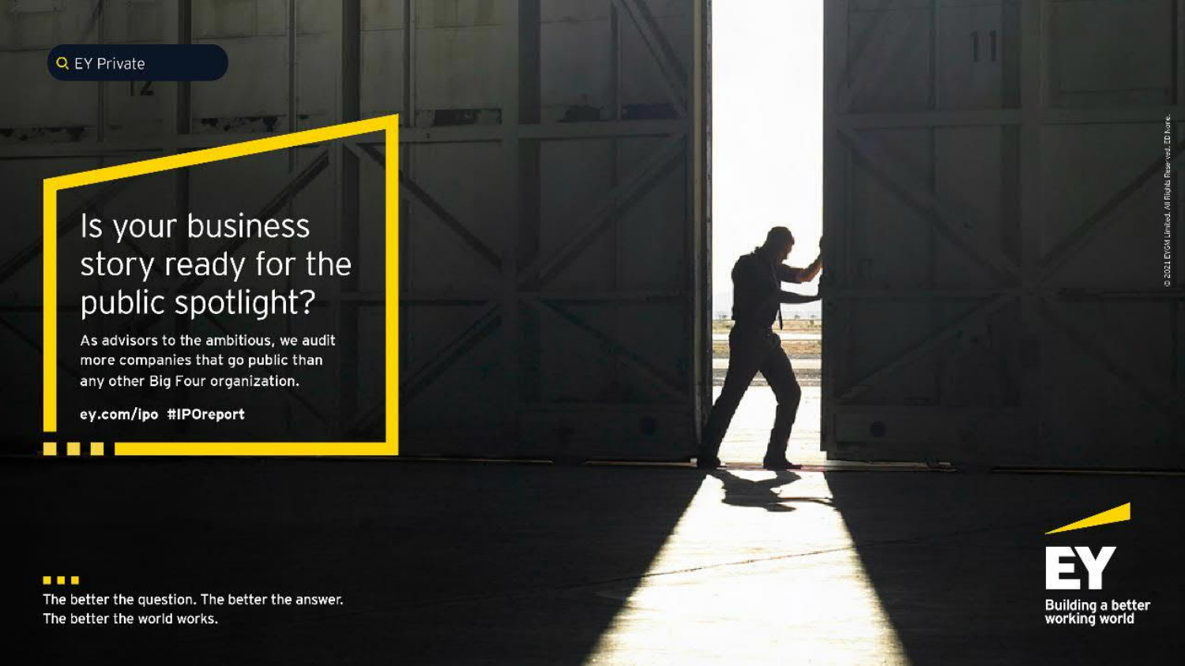EY Private

# Is your business story ready for the public spotlight?

As advisors to the ambitious, we audit more companies that go public than any other Big Four organization.

**ey.com/ipo #IPOreport**

The better the question. The better the answer. The better the world works.

**EY**

**Building a better working world**

© 2021 EYGM Limited. All Rights Reserved. ED None.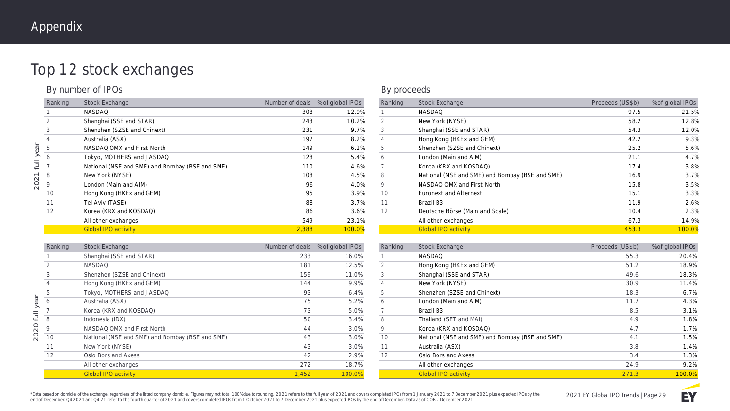Appendix

# Top 12 stock exchanges

## By number of IPOs

### 2021 full year

| Ranking | Stock Exchange | Number of deals | %of global IPOs |
|---|---|---|---|
| 1 | NASDAQ | 308 | 12.9% |
| 2 | Shanghai (SSE and STAR) | 243 | 10.2% |
| 3 | Shenzhen (SZSE and Chinext) | 231 | 9.7% |
| 4 | Australia (ASX) | 197 | 8.2% |
| 5 | NASDAQ OMX and First North | 149 | 6.2% |
| 6 | Tokyo, MOTHERS and JASDAQ | 128 | 5.4% |
| 7 | National (NSE and SME) and Bombay (BSE and SME) | 110 | 4.6% |
| 8 | New York (NYSE) | 108 | 4.5% |
| 9 | London (Main and AIM) | 96 | 4.0% |
| 10 | Hong Kong (HKEx and GEM) | 95 | 3.9% |
| 11 | Tel Aviv (TASE) | 88 | 3.7% |
| 12 | Korea (KRX and KOSDAQ) | 86 | 3.6% |
| | All other exchanges | 549 | 23.1% |
| | Global IPO activity | 2,388 | 100.0% |

### 2020 full year

| Ranking | Stock Exchange | Number of deals | %of global IPOs |
|---|---|---|---|
| 1 | Shanghai (SSE and STAR) | 233 | 16.0% |
| 2 | NASDAQ | 181 | 12.5% |
| 3 | Shenzhen (SZSE and Chinext) | 159 | 11.0% |
| 4 | Hong Kong (HKEx and GEM) | 144 | 9.9% |
| 5 | Tokyo, MOTHERS and JASDAQ | 93 | 6.4% |
| 6 | Australia (ASX) | 75 | 5.2% |
| 7 | Korea (KRX and KOSDAQ) | 73 | 5.0% |
| 8 | Indonesia (IDX) | 50 | 3.4% |
| 9 | NASDAQ OMX and First North | 44 | 3.0% |
| 10 | National (NSE and SME) and Bombay (BSE and SME) | 43 | 3.0% |
| 11 | New York (NYSE) | 43 | 3.0% |
| 12 | Oslo Bors and Axess | 42 | 2.9% |
| | All other exchanges | 272 | 18.7% |
| | Global IPO activity | 1,452 | 100.0% |

## By proceeds

### 2021 full year

| Ranking | Stock Exchange | Proceeds (US$b) | %of global IPOs |
|---|---|---|---|
| 1 | NASDAQ | 97.5 | 21.5% |
| 2 | New York (NYSE) | 58.2 | 12.8% |
| 3 | Shanghai (SSE and STAR) | 54.3 | 12.0% |
| 4 | Hong Kong (HKEx and GEM) | 42.2 | 9.3% |
| 5 | Shenzhen (SZSE and Chinext) | 25.2 | 5.6% |
| 6 | London (Main and AIM) | 21.1 | 4.7% |
| 7 | Korea (KRX and KOSDAQ) | 17.4 | 3.8% |
| 8 | National (NSE and SME) and Bombay (BSE and SME) | 16.9 | 3.7% |
| 9 | NASDAQ OMX and First North | 15.8 | 3.5% |
| 10 | Euronext and Alternext | 15.1 | 3.3% |
| 11 | Brazil B3 | 11.9 | 2.6% |
| 12 | Deutsche Börse (Main and Scale) | 10.4 | 2.3% |
| | All other exchanges | 67.3 | 14.9% |
| | Global IPO activity | 453.3 | 100.0% |

### 2020 full year

| Ranking | Stock Exchange | Proceeds (US$b) | %of global IPOs |
|---|---|---|---|
| 1 | NASDAQ | 55.3 | 20.4% |
| 2 | Hong Kong (HKEx and GEM) | 51.2 | 18.9% |
| 3 | Shanghai (SSE and STAR) | 49.6 | 18.3% |
| 4 | New York (NYSE) | 30.9 | 11.4% |
| 5 | Shenzhen (SZSE and Chinext) | 18.3 | 6.7% |
| 6 | London (Main and AIM) | 11.7 | 4.3% |
| 7 | Brazil B3 | 8.5 | 3.1% |
| 8 | Thailand (SET and MAI) | 4.9 | 1.8% |
| 9 | Korea (KRX and KOSDAQ) | 4.7 | 1.7% |
| 10 | National (NSE and SME) and Bombay (BSE and SME) | 4.1 | 1.5% |
| 11 | Australia (ASX) | 3.8 | 1.4% |
| 12 | Oslo Bors and Axess | 3.4 | 1.3% |
| | All other exchanges | 24.9 | 9.2% |
| | Global IPO activity | 271.3 | 100.0% |

*Data based on domicile of the exchange, regardless of the listed company domicile. Figures may not total 100% due to rounding. 2021 refers to the full year of 2021 and covers completed IPOs from 1 January 2021 to 7 December 2021 plus expected IPOs by the end of December. Q4 2021 and Q4 21 refer to the fourth quarter of 2021 and covers completed IPOs from 1 October 2021 to 7 December 2021 plus expected IPOs by the end of December. Data as of COB 7 December 2021.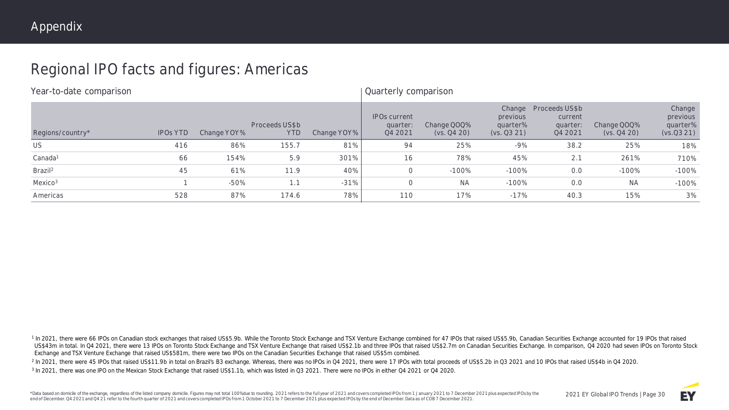# Appendix

## Regional IPO facts and figures: Americas

| Year-to-date comparison | | | | | Quarterly comparison | | | | | |
|---|---|---|---|---|---|---|---|---|---|---|
| Regions/country* | IPOs YTD | Change YOY% | Proceeds US$b YTD | Change YOY% | IPOs current quarter: Q4 2021 | Change QOQ% (vs. Q4 20) | Change previous quarter% (vs. Q3 21) | Proceeds US$b current quarter: Q4 2021 | Change QOQ% (vs. Q4 20) | Change previous quarter% (vs.Q3 21) |
| US | 416 | 86% | 155.7 | 81% | 94 | 25% | -9% | 38.2 | 25% | 18% |
| Canada[1] | 66 | 154% | 5.9 | 301% | 16 | 78% | 45% | 2.1 | 261% | 710% |
| Brazil[2] | 45 | 61% | 11.9 | 40% | 0 | -100% | -100% | 0.0 | -100% | -100% |
| Mexico[3] | 1 | -50% | 1.1 | -31% | 0 | NA | -100% | 0.0 | NA | -100% |
| Americas | 528 | 87% | 174.6 | 78% | 110 | 17% | -17% | 40.3 | 15% | 3% |

[1] In 2021, there were 66 IPOs on Canadian stock exchanges that raised US$5.9b. While the Toronto Stock Exchange and TSX Venture Exchange combined for 47 IPOs that raised US$5.9b, Canadian Securities Exchange accounted for 19 IPOs that raised US$43m in total. In Q4 2021, there were 13 IPOs on Toronto Stock Exchange and TSX Venture Exchange that raised US$2.1b and three IPOs that raised US$2.7m on Canadian Securities Exchange. In comparison, Q4 2020 had seven IPOs on Toronto Stock Exchange and TSX Venture Exchange that raised US$581m, there were two IPOs on the Canadian Securities Exchange that raised US$5m combined.

[2] In 2021, there were 45 IPOs that raised US$11.9b in total on Brazil's B3 exchange. Whereas, there was no IPOs in Q4 2021, there were 17 IPOs with total proceeds of US$5.2b in Q3 2021 and 10 IPOs that raised US$4b in Q4 2020.

[3] In 2021, there was one IPO on the Mexican Stock Exchange that raised US$1.1b, which was listed in Q3 2021. There were no IPOs in either Q4 2021 or Q4 2020.

*Data based on domicile of the exchange, regardless of the listed company domicile. Figures may not total 100% due to rounding. 2021 refers to the full year of 2021 and covers completed IPOs from 1 January 2021 to 7 December 2021 plus expected IPOs by the end of December. Q4 2021 and Q4 21 refer to the fourth quarter of 2021 and covers completed IPOs from 1 October 2021 to 7 December 2021 plus expected IPOs by the end of December. Data as of COB 7 December 2021.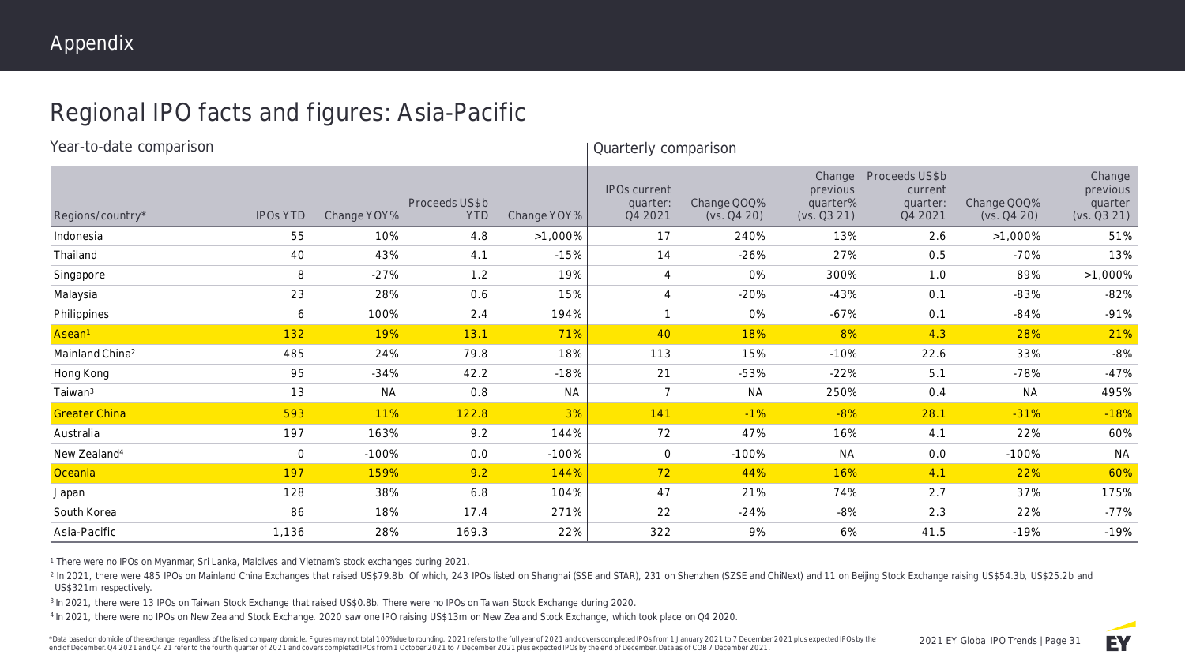# Appendix

## Regional IPO facts and figures: Asia-Pacific

| | Year-to-date comparison | | | | Quarterly comparison | | | | | |
|---|---|---|---|---|---|---|---|---|---|---|
| Regions/country* | IPOs YTD | Change YOY% | Proceeds US$b YTD | Change YOY% | IPOs current quarter: Q4 2021 | Change QOQ% (vs. Q4 20) | Change previous quarter% (vs. Q3 21) | Proceeds US$b current quarter: Q4 2021 | Change QOQ% (vs. Q4 20) | Change previous quarter (vs. Q3 21) |
| Indonesia | 55 | 10% | 4.8 | >1,000% | 17 | 240% | 13% | 2.6 | >1,000% | 51% |
| Thailand | 40 | 43% | 4.1 | -15% | 14 | -26% | 27% | 0.5 | -70% | 13% |
| Singapore | 8 | -27% | 1.2 | 19% | 4 | 0% | 300% | 1.0 | 89% | >1,000% |
| Malaysia | 23 | 28% | 0.6 | 15% | 4 | -20% | -43% | 0.1 | -83% | -82% |
| Philippines | 6 | 100% | 2.4 | 194% | 1 | 0% | -67% | 0.1 | -84% | -91% |
| Asean[1] | 132 | 19% | 13.1 | 71% | 40 | 18% | 8% | 4.3 | 28% | 21% |
| Mainland China[2] | 485 | 24% | 79.8 | 18% | 113 | 15% | -10% | 22.6 | 33% | -8% |
| Hong Kong | 95 | -34% | 42.2 | -18% | 21 | -53% | -22% | 5.1 | -78% | -47% |
| Taiwan[3] | 13 | NA | 0.8 | NA | 7 | NA | 250% | 0.4 | NA | 495% |
| Greater China | 593 | 11% | 122.8 | 3% | 141 | -1% | -8% | 28.1 | -31% | -18% |
| Australia | 197 | 163% | 9.2 | 144% | 72 | 47% | 16% | 4.1 | 22% | 60% |
| New Zealand[4] | 0 | -100% | 0.0 | -100% | 0 | -100% | NA | 0.0 | -100% | NA |
| Oceania | 197 | 159% | 9.2 | 144% | 72 | 44% | 16% | 4.1 | 22% | 60% |
| Japan | 128 | 38% | 6.8 | 104% | 47 | 21% | 74% | 2.7 | 37% | 175% |
| South Korea | 86 | 18% | 17.4 | 271% | 22 | -24% | -8% | 2.3 | 22% | -77% |
| Asia-Pacific | 1,136 | 28% | 169.3 | 22% | 322 | 9% | 6% | 41.5 | -19% | -19% |

[1] There were no IPOs on Myanmar, Sri Lanka, Maldives and Vietnam's stock exchanges during 2021.

[2] In 2021, there were 485 IPOs on Mainland China Exchanges that raised US$79.8b. Of which, 243 IPOs listed on Shanghai (SSE and STAR), 231 on Shenzhen (SZSE and ChiNext) and 11 on Beijing Stock Exchange raising US$54.3b, US$25.2b and US$321m respectively.

[3] In 2021, there were 13 IPOs on Taiwan Stock Exchange that raised US$0.8b. There were no IPOs on Taiwan Stock Exchange during 2020.

[4] In 2021, there were no IPOs on New Zealand Stock Exchange. 2020 saw one IPO raising US$13m on New Zealand Stock Exchange, which took place on Q4 2020.

*Data based on domicile of the exchange, regardless of the listed company domicile. Figures may not total 100% due to rounding. 2021 refers to the full year of 2021 and covers completed IPOs from 1 January 2021 to 7 December 2021 plus expected IPOs by the end of December. Q4 2021 and Q4 21 refer to the fourth quarter of 2021 and covers completed IPOs from 1 October 2021 to 7 December 2021 plus expected IPOs by the end of December. Data as of COB 7 December 2021.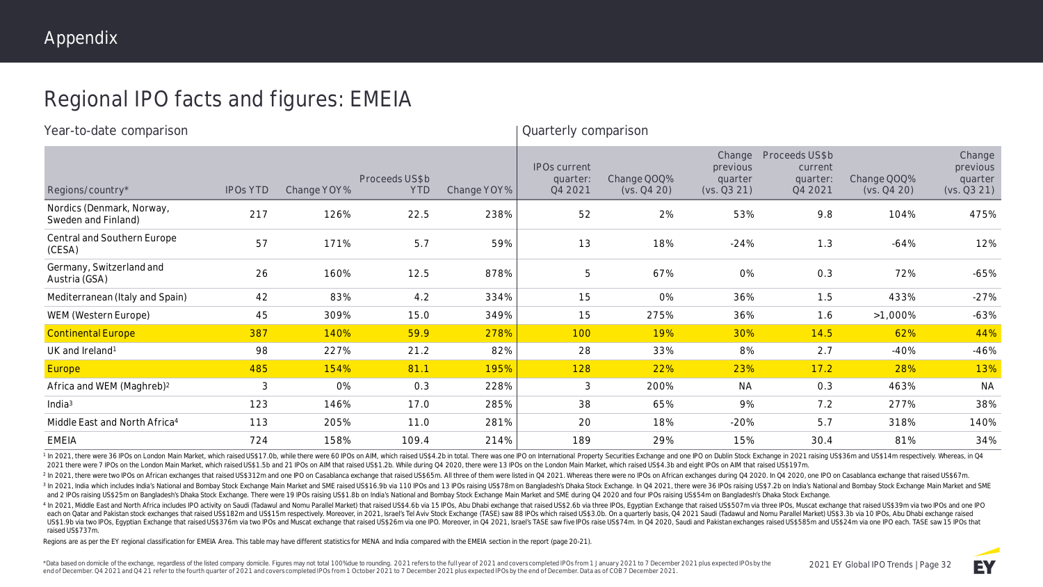# Appendix

## Regional IPO facts and figures: EMEIA

| | Year-to-date comparison | | | | Quarterly comparison | | | | | |
|---|---|---|---|---|---|---|---|---|---|---|
| Regions/country* | IPOs YTD | Change YOY% | Proceeds US$b YTD | Change YOY% | IPOs current quarter: Q4 2021 | Change QOQ% (vs. Q4 20) | Change previous quarter (vs. Q3 21) | Proceeds US$b current quarter: Q4 2021 | Change QOQ% (vs. Q4 20) | Change previous quarter (vs. Q3 21) |
| Nordics (Denmark, Norway, Sweden and Finland) | 217 | 126% | 22.5 | 238% | 52 | 2% | 53% | 9.8 | 104% | 475% |
| Central and Southern Europe (CESA) | 57 | 171% | 5.7 | 59% | 13 | 18% | -24% | 1.3 | -64% | 12% |
| Germany, Switzerland and Austria (GSA) | 26 | 160% | 12.5 | 878% | 5 | 67% | 0% | 0.3 | 72% | -65% |
| Mediterranean (Italy and Spain) | 42 | 83% | 4.2 | 334% | 15 | 0% | 36% | 1.5 | 433% | -27% |
| WEM (Western Europe) | 45 | 309% | 15.0 | 349% | 15 | 275% | 36% | 1.6 | >1,000% | -63% |
| Continental Europe | 387 | 140% | 59.9 | 278% | 100 | 19% | 30% | 14.5 | 62% | 44% |
| UK and Ireland[1] | 98 | 227% | 21.2 | 82% | 28 | 33% | 8% | 2.7 | -40% | -46% |
| Europe | 485 | 154% | 81.1 | 195% | 128 | 22% | 23% | 17.2 | 28% | 13% |
| Africa and WEM (Maghreb)[2] | 3 | 0% | 0.3 | 228% | 3 | 200% | NA | 0.3 | 463% | NA |
| India[3] | 123 | 146% | 17.0 | 285% | 38 | 65% | 9% | 7.2 | 277% | 38% |
| Middle East and North Africa[4] | 113 | 205% | 11.0 | 281% | 20 | 18% | -20% | 5.7 | 318% | 140% |
| EMEIA | 724 | 158% | 109.4 | 214% | 189 | 29% | 15% | 30.4 | 81% | 34% |

[1] In 2021, there were 36 IPOs on London Main Market, which raised US$17.0b, while there were 60 IPOs on AIM, which raised US$4.2b in total. There was one IPO on International Property Securities Exchange and one IPO on Dublin Stock Exchange in 2021 raising US$36m and US$14m respectively. Whereas, in Q4 2021 there were 7 IPOs on the London Main Market, which raised US$1.5b and 21 IPOs on AIM that raised US$1.2b. While during Q4 2020, there were 13 IPOs on the London Main Market, which raised US$4.3b and eight IPOs on AIM that raised US$197m.

[2] In 2021, there were two IPOs on African exchanges that raised US$312m and one IPO on Casablanca exchange that raised US$65m. All three of them were listed in Q4 2021. Whereas there were no IPOs on African exchanges during Q4 2020. In Q4 2020, one IPO on Casablanca exchange that raised US$67m.

[3] In 2021, India which includes India's National and Bombay Stock Exchange Main Market and SME raised US$16.9b via 110 IPOs and 13 IPOs raising US$78m on Bangladesh's Dhaka Stock Exchange. In Q4 2021, there were 36 IPOs raising US$7.2b on India's National and Bombay Stock Exchange Main Market and SME and 2 IPOs raising US$25m on Bangladesh's Dhaka Stock Exchange. There were 19 IPOs raising US$1.8b on India's National and Bombay Stock Exchange Main Market and SME during Q4 2020 and four IPOs raising US$54m on Bangladesh's Dhaka Stock Exchange.

[4] In 2021, Middle East and North Africa includes IPO activity on Saudi (Tadawul and Nomu Parallel Market) that raised US$4.6b via 15 IPOs, Abu Dhabi exchange that raised US$2.6b via three IPOs, Egyptian Exchange that raised US$507m via three IPOs, Muscat exchange that raised US$39m via two IPOs and one IPO each on Qatar and Pakistan stock exchanges that raised US$182m and US$15m respectively. Moreover, in 2021, Israel's Tel Aviv Stock Exchange (TASE) saw 88 IPOs which raised US$3.0b. On a quarterly basis, Q4 2021 Saudi (Tadawul and Nomu Parallel Market) US$3.3b via 10 IPOs, Abu Dhabi exchange raised US$1.9b via two IPOs, Egyptian Exchange that raised US$376m via two IPOs and Muscat exchange that raised US$26m via one IPO. Moreover, in Q4 2021, Israel's TASE saw five IPOs raise US$74m. In Q4 2020, Saudi and Pakistan exchanges raised US$585m and US$24m via one IPO each. TASE saw 15 IPOs that raised US$737m.

Regions are as per the EY regional classification for EMEIA Area. This table may have different statistics for MENA and India compared with the EMEIA section in the report (page 20-21).

*Data based on domicile of the exchange, regardless of the listed company domicile. Figures may not total 100% due to rounding. 2021 refers to the full year of 2021 and covers completed IPOs from 1 January 2021 to 7 December 2021 plus expected IPOs by the end of December. Q4 2021 and Q4 21 refer to the fourth quarter of 2021 and covers completed IPOs from 1 October 2021 to 7 December 2021 plus expected IPOs by the end of December. Data as of COB 7 December 2021.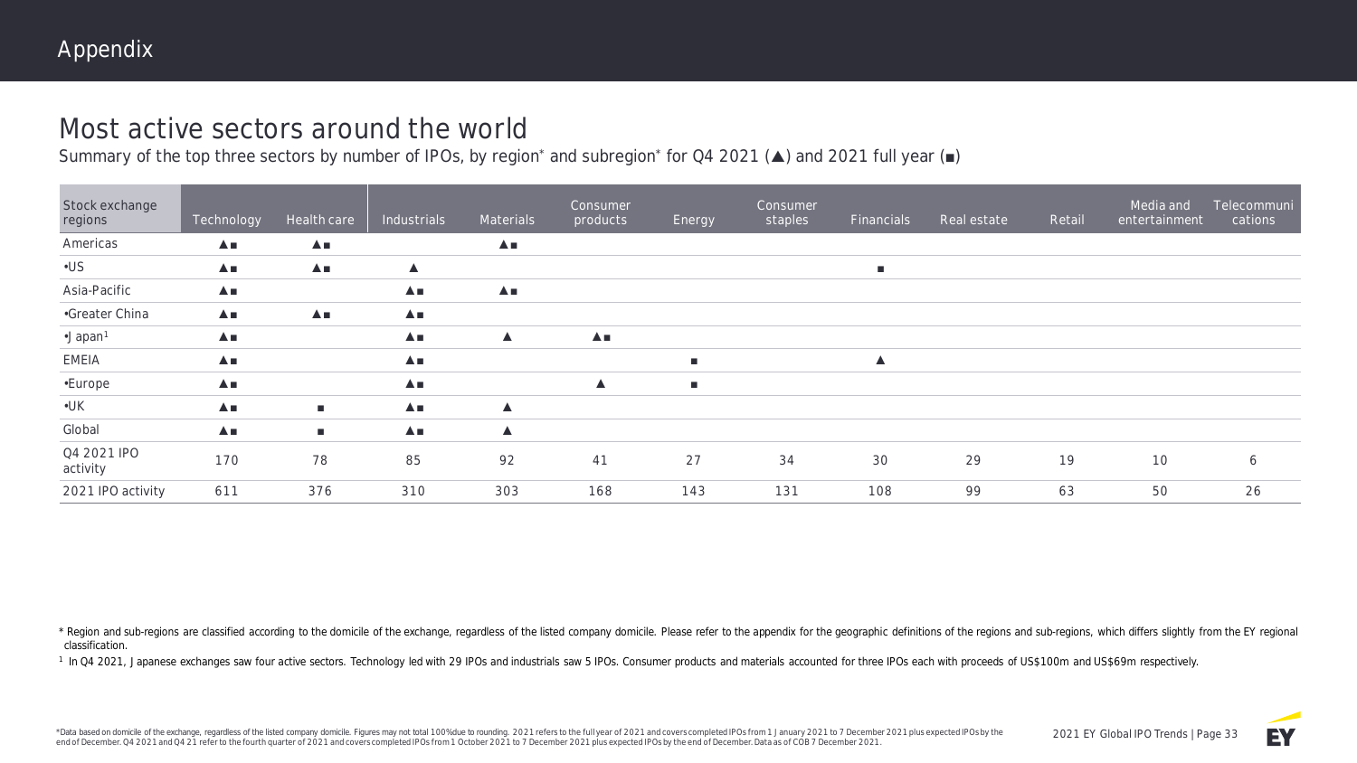# Appendix

## Most active sectors around the world

Summary of the top three sectors by number of IPOs, by region* and subregion* for Q4 2021 (▲) and 2021 full year (■)

| Stock exchange regions | Technology | Health care | Industrials | Materials | Consumer products | Energy | Consumer staples | Financials | Real estate | Retail | Media and entertainment | Telecommunications |
|---|---|---|---|---|---|---|---|---|---|---|---|---|
| Americas | ▲■ | ▲■ | | ▲■ | | | | | | | | |
| •US | ▲■ | ▲■ | ▲ | | | | | ■ | | | | |
| Asia-Pacific | ▲■ | | ▲■ | ▲■ | | | | | | | | |
| •Greater China | ▲■ | ▲■ | ▲■ | | | | | | | | | |
| •Japan[1] | ▲■ | | ▲■ | ▲ | ▲■ | | | | | | | |
| EMEIA | ▲■ | | ▲■ | | | ■ | | ▲ | | | | |
| •Europe | ▲■ | | ▲■ | | ▲ | ■ | | | | | | |
| •UK | ▲■ | ■ | ▲■ | ▲ | | | | | | | | |
| Global | ▲■ | ■ | ▲■ | ▲ | | | | | | | | |
| Q4 2021 IPO activity | 170 | 78 | 85 | 92 | 41 | 27 | 34 | 30 | 29 | 19 | 10 | 6 |
| 2021 IPO activity | 611 | 376 | 310 | 303 | 168 | 143 | 131 | 108 | 99 | 63 | 50 | 26 |

* Region and sub-regions are classified according to the domicile of the exchange, regardless of the listed company domicile. Please refer to the appendix for the geographic definitions of the regions and sub-regions, which differs slightly from the EY regional classification.

[1] In Q4 2021, Japanese exchanges saw four active sectors. Technology led with 29 IPOs and industrials saw 5 IPOs. Consumer products and materials accounted for three IPOs each with proceeds of US$100m and US$69m respectively.

*Data based on domicile of the exchange, regardless of the listed company domicile. Figures may not total 100% due to rounding. 2021 refers to the full year of 2021 and covers completed IPOs from 1 January 2021 to 7 December 2021 plus expected IPOs by the end of December. Q4 2021 and Q4 21 refer to the fourth quarter of 2021 and covers completed IPOs from 1 October 2021 to 7 December 2021 plus expected IPOs by the end of December. Data as of COB 7 December 2021.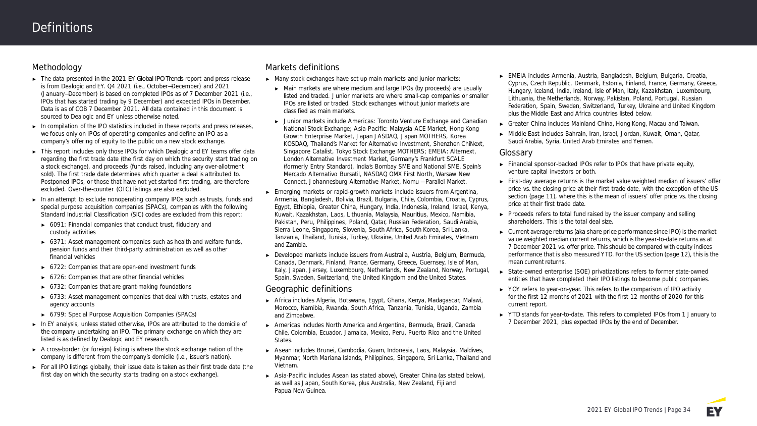# Definitions

## Methodology

- The data presented in the *2021 EY Global IPO Trends* report and press release is from Dealogic and EY. Q4 2021 (i.e., October–December) and 2021 (January–December) is based on completed IPOs as of 7 December 2021 (i.e., IPOs that has started trading by 9 December) and expected IPOs in December. Data is as of COB 7 December 2021. All data contained in this document is sourced to Dealogic and EY unless otherwise noted.
- In compilation of the IPO statistics included in these reports and press releases, we focus only on IPOs of operating companies and define an IPO as a company's offering of equity to the public on a new stock exchange.
- This report includes only those IPOs for which Dealogic and EY teams offer data regarding the first trade date (the first day on which the security start trading on a stock exchange), and proceeds (funds raised, including any over-allotment sold). The first trade date determines which quarter a deal is attributed to. Postponed IPOs, or those that have not yet started first trading, are therefore excluded. Over-the-counter (OTC) listings are also excluded.
- In an attempt to exclude nonoperating company IPOs such as trusts, funds and special purpose acquisition companies (SPACs), companies with the following Standard Industrial Classification (SIC) codes are excluded from this report:
  - 6091: Financial companies that conduct trust, fiduciary and custody activities
  - 6371: Asset management companies such as health and welfare funds, pension funds and their third-party administration as well as other financial vehicles
  - 6722: Companies that are open-end investment funds
  - 6726: Companies that are other financial vehicles
  - 6732: Companies that are grant-making foundations
  - 6733: Asset management companies that deal with trusts, estates and agency accounts
  - 6799: Special Purpose Acquisition Companies (SPACs)
- In EY analysis, unless stated otherwise, IPOs are attributed to the domicile of the company undertaking an IPO. The primary exchange on which they are listed is as defined by Dealogic and EY research.
- A cross-border (or foreign) listing is where the stock exchange nation of the company is different from the company's domicile (i.e., issuer's nation).
- For all IPO listings globally, their issue date is taken as their first trade date (the first day on which the security starts trading on a stock exchange).

## Markets definitions

- Many stock exchanges have set up main markets and junior markets:
  - Main markets are where medium and large IPOs (by proceeds) are usually listed and traded. Junior markets are where small-cap companies or smaller IPOs are listed or traded. Stock exchanges without junior markets are classified as main markets.
  - Junior markets include Americas: Toronto Venture Exchange and Canadian National Stock Exchange; Asia-Pacific: Malaysia ACE Market, Hong Kong Growth Enterprise Market, Japan JASDAQ, Japan MOTHERS, Korea KOSDAQ, Thailand's Market for Alternative Investment, Shenzhen ChiNext, Singapore Catalist, Tokyo Stock Exchange MOTHERS; EMEIA: Alternext, London Alternative Investment Market, Germany's Frankfurt SCALE (formerly Entry Standard), India's Bombay SME and National SME, Spain's Mercado Alternativo Bursatil, NASDAQ OMX First North, Warsaw New Connect, Johannesburg Alternative Market, Nomu — Parallel Market.
- Emerging markets or rapid-growth markets include issuers from Argentina, Armenia, Bangladesh, Bolivia, Brazil, Bulgaria, Chile, Colombia, Croatia, Cyprus, Egypt, Ethiopia, Greater China, Hungary, India, Indonesia, Ireland, Israel, Kenya, Kuwait, Kazakhstan, Laos, Lithuania, Malaysia, Mauritius, Mexico, Namibia, Pakistan, Peru, Philippines, Poland, Qatar, Russian Federation, Saudi Arabia, Sierra Leone, Singapore, Slovenia, South Africa, South Korea, Sri Lanka, Tanzania, Thailand, Tunisia, Turkey, Ukraine, United Arab Emirates, Vietnam and Zambia.
- Developed markets include issuers from Australia, Austria, Belgium, Bermuda, Canada, Denmark, Finland, France, Germany, Greece, Guernsey, Isle of Man, Italy, Japan, Jersey, Luxembourg, Netherlands, New Zealand, Norway, Portugal, Spain, Sweden, Switzerland, the United Kingdom and the United States.

## Geographic definitions

- Africa includes Algeria, Botswana, Egypt, Ghana, Kenya, Madagascar, Malawi, Morocco, Namibia, Rwanda, South Africa, Tanzania, Tunisia, Uganda, Zambia and Zimbabwe.
- Americas includes North America and Argentina, Bermuda, Brazil, Canada Chile, Colombia, Ecuador, Jamaica, Mexico, Peru, Puerto Rico and the United States.
- Asean includes Brunei, Cambodia, Guam, Indonesia, Laos, Malaysia, Maldives, Myanmar, North Mariana Islands, Philippines, Singapore, Sri Lanka, Thailand and Vietnam.
- Asia-Pacific includes Asean (as stated above), Greater China (as stated below), as well as Japan, South Korea, plus Australia, New Zealand, Fiji and Papua New Guinea.
- EMEIA includes Armenia, Austria, Bangladesh, Belgium, Bulgaria, Croatia, Cyprus, Czech Republic, Denmark, Estonia, Finland, France, Germany, Greece, Hungary, Iceland, India, Ireland, Isle of Man, Italy, Kazakhstan, Luxembourg, Lithuania, the Netherlands, Norway, Pakistan, Poland, Portugal, Russian Federation, Spain, Sweden, Switzerland, Turkey, Ukraine and United Kingdom plus the Middle East and Africa countries listed below.
- Greater China includes Mainland China, Hong Kong, Macau and Taiwan.
- Middle East includes Bahrain, Iran, Israel, Jordan, Kuwait, Oman, Qatar, Saudi Arabia, Syria, United Arab Emirates and Yemen.

## Glossary

- Financial sponsor-backed IPOs refer to IPOs that have private equity, venture capital investors or both.
- First-day average returns is the market value weighted median of issuers' offer price vs. the closing price at their first trade date, with the exception of the US section (page 11), where this is the mean of issuers' offer price vs. the closing price at their first trade date.
- Proceeds refers to total fund raised by the issuer company and selling shareholders. This is the total deal size.
- Current average returns (aka share price performance since IPO) is the market value weighted median current returns, which is the year-to-date returns as at 7 December 2021 vs. offer price. This should be compared with equity indices performance that is also measured YTD. For the US section (page 12), this is the mean current returns.
- State-owned enterprise (SOE) privatizations refers to former state-owned entities that have completed their IPO listings to become public companies.
- YOY refers to year-on-year. This refers to the comparison of IPO activity for the first 12 months of 2021 with the first 12 months of 2020 for this current report.
- YTD stands for year-to-date. This refers to completed IPOs from 1 January to 7 December 2021, plus expected IPOs by the end of December.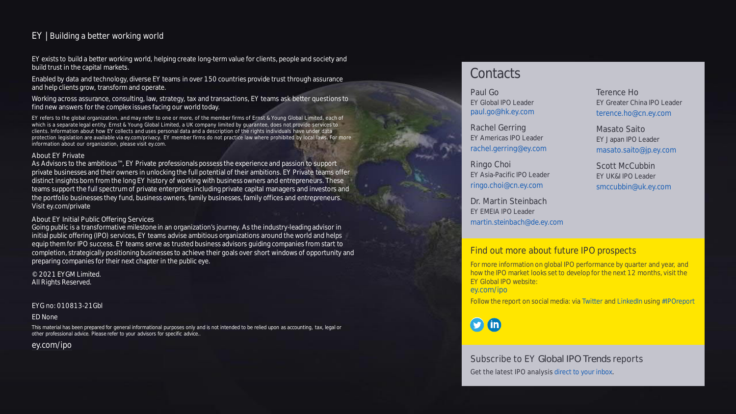EY | Building a better working world

EY exists to build a better working world, helping create long-term value for clients, people and society and build trust in the capital markets.

Enabled by data and technology, diverse EY teams in over 150 countries provide trust through assurance and help clients grow, transform and operate.

Working across assurance, consulting, law, strategy, tax and transactions, EY teams ask better questions to find new answers for the complex issues facing our world today.

EY refers to the global organization, and may refer to one or more, of the member firms of Ernst & Young Global Limited, each of which is a separate legal entity. Ernst & Young Global Limited, a UK company limited by guarantee, does not provide services to clients. Information about how EY collects and uses personal data and a description of the rights individuals have under data protection legislation are available via ey.com/privacy. EY member firms do not practice law where prohibited by local laws. For more information about our organization, please visit ey.com.

About EY Private
As Advisors to the ambitious™, EY Private professionals possess the experience and passion to support private businesses and their owners in unlocking the full potential of their ambitions. EY Private teams offer distinct insights born from the long EY history of working with business owners and entrepreneurs. These teams support the full spectrum of private enterprises including private capital managers and investors and the portfolio businesses they fund, business owners, family businesses, family offices and entrepreneurs. Visit ey.com/private

About EY Initial Public Offering Services
Going public is a transformative milestone in an organization's journey. As the industry-leading advisor in initial public offering (IPO) services, EY teams advise ambitious organizations around the world and helps equip them for IPO success. EY teams serve as trusted business advisors guiding companies from start to completion, strategically positioning businesses to achieve their goals over short windows of opportunity and preparing companies for their next chapter in the public eye.

© 2021 EYGM Limited.
All Rights Reserved.

EYG no: 010813-21Gbl

ED None

This material has been prepared for general informational purposes only and is not intended to be relied upon as accounting, tax, legal or other professional advice. Please refer to your advisors for specific advice..

ey.com/ipo

## Contacts

Paul Go
EY Global IPO Leader
paul.go@hk.ey.com

Rachel Gerring
EY Americas IPO Leader
rachel.gerring@ey.com

Ringo Choi
EY Asia-Pacific IPO Leader
ringo.choi@cn.ey.com

Dr. Martin Steinbach
EY EMEIA IPO Leader
martin.steinbach@de.ey.com

Terence Ho
EY Greater China IPO Leader
terence.ho@cn.ey.com

Masato Saito
EY Japan IPO Leader
masato.saito@jp.ey.com

Scott McCubbin
EY UK&I IPO Leader
smccubbin@uk.ey.com

### Find out more about future IPO prospects

For more information on global IPO performance by quarter and year, and how the IPO market looks set to develop for the next 12 months, visit the EY Global IPO website:
ey.com/ipo

Follow the report on social media: via Twitter and LinkedIn using #IPOreport

### Subscribe to EY Global IPO Trends reports

Get the latest IPO analysis direct to your inbox.